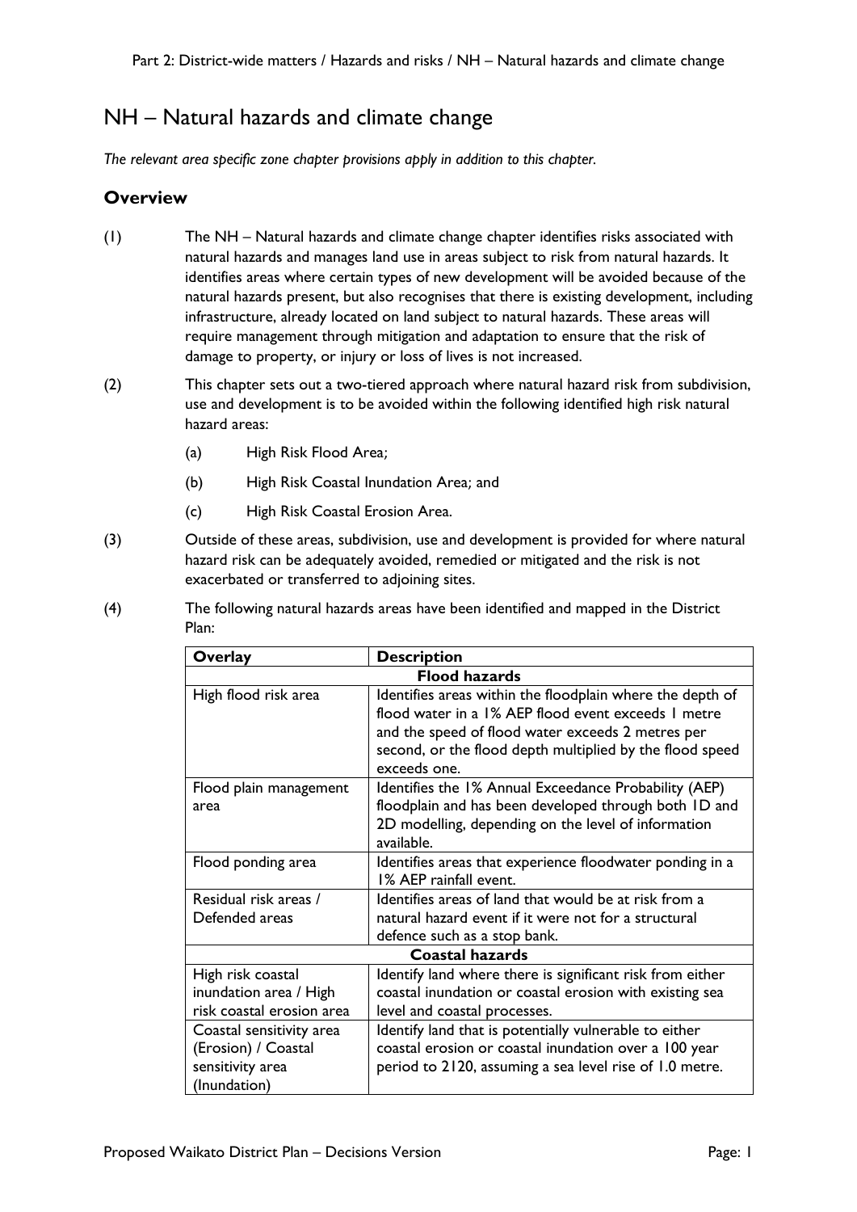# NH – Natural hazards and climate change

*The relevant area specific zone chapter provisions apply in addition to this chapter.*

## Overview

(1) The NH – Natural hazards and climate change chapter identifies risks associated with natural hazards and manages land use in areas subject to risk from natural hazards. It identifies areas where certain types of new development will be avoided because of the natural hazards present, but also recognises that there is existing development, including infrastructure, already located on land subject to natural hazards. These areas will require management through mitigation and adaptation to ensure that the risk of damage to property, or injury or loss of lives is not increased.

(2) This chapter sets out a two-tiered approach where natural hazard risk from subdivision, use and development is to be avoided within the following identified high risk natural hazard areas:

  (a) High Risk Flood Area;

  (b) High Risk Coastal Inundation Area; and

  (c) High Risk Coastal Erosion Area.

(3) Outside of these areas, subdivision, use and development is provided for where natural hazard risk can be adequately avoided, remedied or mitigated and the risk is not exacerbated or transferred to adjoining sites.

(4) The following natural hazards areas have been identified and mapped in the District Plan:

| Overlay | Description |
|---|---|
| **Flood hazards** | |
| High flood risk area | Identifies areas within the floodplain where the depth of flood water in a 1% AEP flood event exceeds 1 metre and the speed of flood water exceeds 2 metres per second, or the flood depth multiplied by the flood speed exceeds one. |
| Flood plain management area | Identifies the 1% Annual Exceedance Probability (AEP) floodplain and has been developed through both 1D and 2D modelling, depending on the level of information available. |
| Flood ponding area | Identifies areas that experience floodwater ponding in a 1% AEP rainfall event. |
| Residual risk areas / Defended areas | Identifies areas of land that would be at risk from a natural hazard event if it were not for a structural defence such as a stop bank. |
| **Coastal hazards** | |
| High risk coastal inundation area / High risk coastal erosion area | Identify land where there is significant risk from either coastal inundation or coastal erosion with existing sea level and coastal processes. |
| Coastal sensitivity area (Erosion) / Coastal sensitivity area (Inundation) | Identify land that is potentially vulnerable to either coastal erosion or coastal inundation over a 100 year period to 2120, assuming a sea level rise of 1.0 metre. |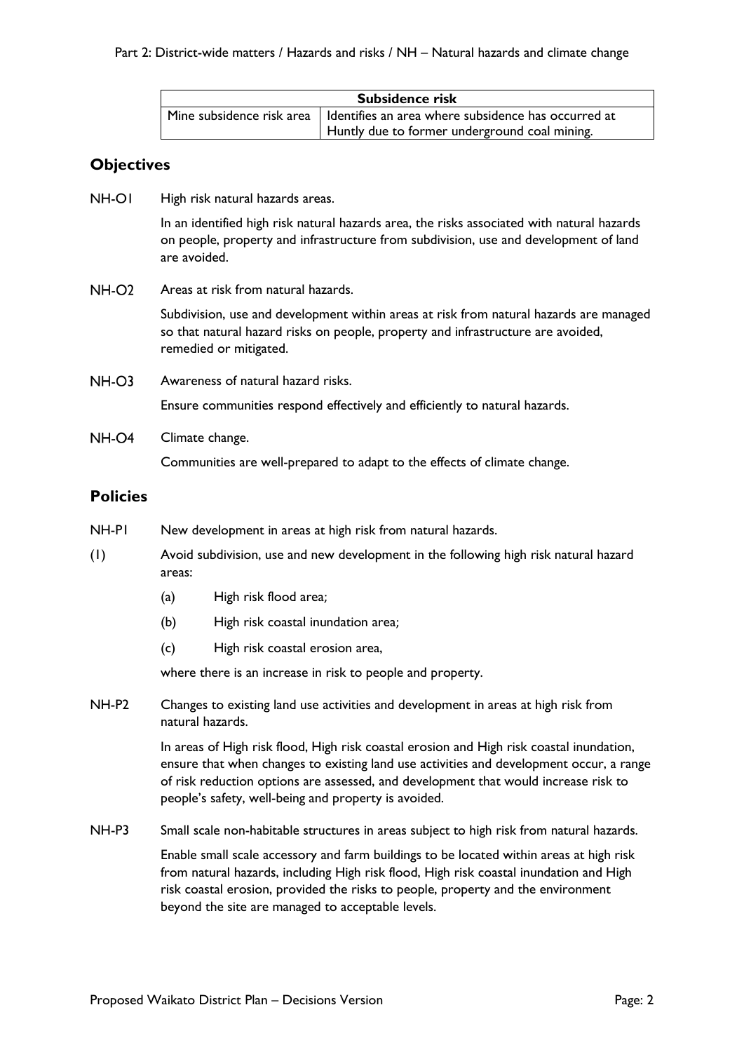| Subsidence risk | |
|---|---|
| Mine subsidence risk area | Identifies an area where subsidence has occurred at Huntly due to former underground coal mining. |

## Objectives

NH-O1 High risk natural hazards areas.

In an identified high risk natural hazards area, the risks associated with natural hazards on people, property and infrastructure from subdivision, use and development of land are avoided.

NH-O2 Areas at risk from natural hazards.

Subdivision, use and development within areas at risk from natural hazards are managed so that natural hazard risks on people, property and infrastructure are avoided, remedied or mitigated.

NH-O3 Awareness of natural hazard risks.

Ensure communities respond effectively and efficiently to natural hazards.

NH-O4 Climate change.

Communities are well-prepared to adapt to the effects of climate change.

## Policies

NH-P1 New development in areas at high risk from natural hazards.

(1) Avoid subdivision, use and new development in the following high risk natural hazard areas:

- (a) High risk flood area;
- (b) High risk coastal inundation area;
- (c) High risk coastal erosion area,

where there is an increase in risk to people and property.

NH-P2 Changes to existing land use activities and development in areas at high risk from natural hazards.

In areas of High risk flood, High risk coastal erosion and High risk coastal inundation, ensure that when changes to existing land use activities and development occur, a range of risk reduction options are assessed, and development that would increase risk to people's safety, well-being and property is avoided.

NH-P3 Small scale non-habitable structures in areas subject to high risk from natural hazards.

Enable small scale accessory and farm buildings to be located within areas at high risk from natural hazards, including High risk flood, High risk coastal inundation and High risk coastal erosion, provided the risks to people, property and the environment beyond the site are managed to acceptable levels.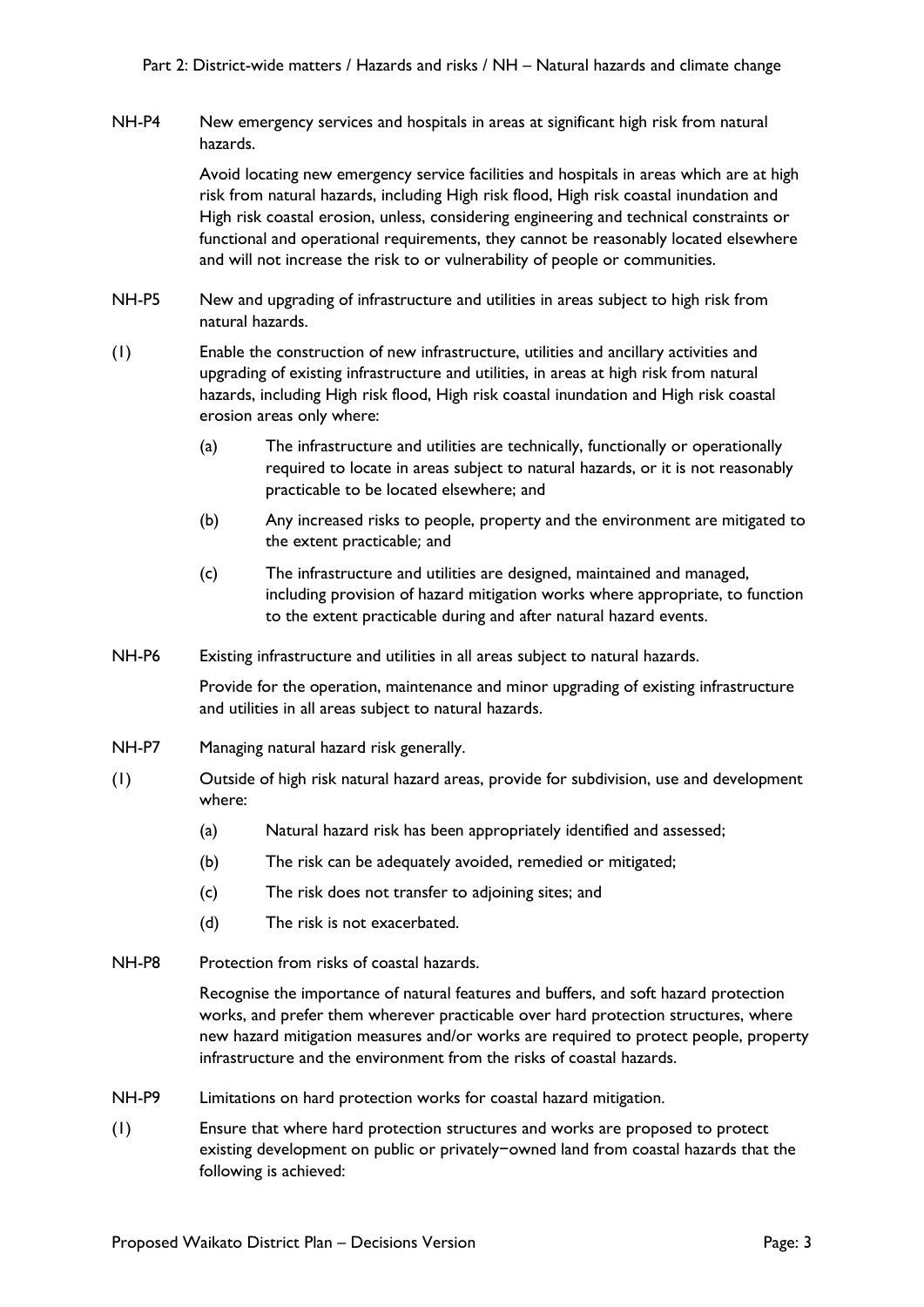**NH-P4** New emergency services and hospitals in areas at significant high risk from natural hazards.

Avoid locating new emergency service facilities and hospitals in areas which are at high risk from natural hazards, including High risk flood, High risk coastal inundation and High risk coastal erosion, unless, considering engineering and technical constraints or functional and operational requirements, they cannot be reasonably located elsewhere and will not increase the risk to or vulnerability of people or communities.

**NH-P5** New and upgrading of infrastructure and utilities in areas subject to high risk from natural hazards.

(1) Enable the construction of new infrastructure, utilities and ancillary activities and upgrading of existing infrastructure and utilities, in areas at high risk from natural hazards, including High risk flood, High risk coastal inundation and High risk coastal erosion areas only where:

- (a) The infrastructure and utilities are technically, functionally or operationally required to locate in areas subject to natural hazards, or it is not reasonably practicable to be located elsewhere; and
- (b) Any increased risks to people, property and the environment are mitigated to the extent practicable; and
- (c) The infrastructure and utilities are designed, maintained and managed, including provision of hazard mitigation works where appropriate, to function to the extent practicable during and after natural hazard events.

**NH-P6** Existing infrastructure and utilities in all areas subject to natural hazards.

Provide for the operation, maintenance and minor upgrading of existing infrastructure and utilities in all areas subject to natural hazards.

**NH-P7** Managing natural hazard risk generally.

(1) Outside of high risk natural hazard areas, provide for subdivision, use and development where:

- (a) Natural hazard risk has been appropriately identified and assessed;
- (b) The risk can be adequately avoided, remedied or mitigated;
- (c) The risk does not transfer to adjoining sites; and
- (d) The risk is not exacerbated.

**NH-P8** Protection from risks of coastal hazards.

Recognise the importance of natural features and buffers, and soft hazard protection works, and prefer them wherever practicable over hard protection structures, where new hazard mitigation measures and/or works are required to protect people, property infrastructure and the environment from the risks of coastal hazards.

**NH-P9** Limitations on hard protection works for coastal hazard mitigation.

(1) Ensure that where hard protection structures and works are proposed to protect existing development on public or privately−owned land from coastal hazards that the following is achieved: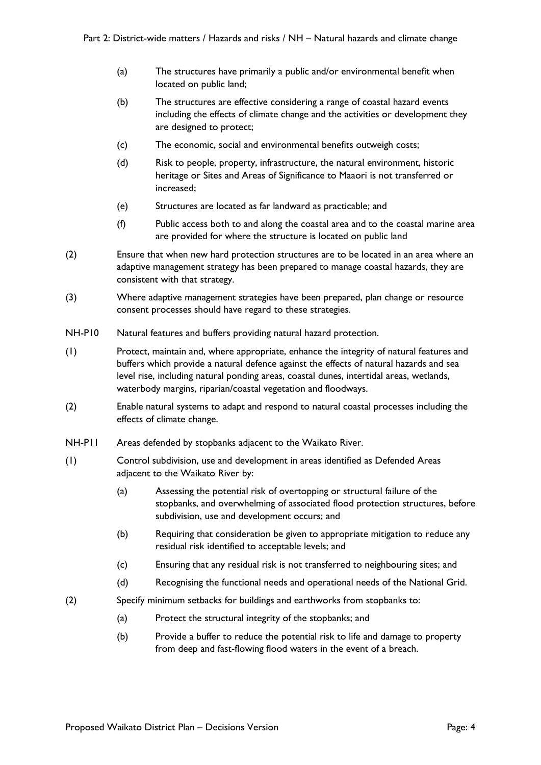(a) The structures have primarily a public and/or environmental benefit when located on public land;

(b) The structures are effective considering a range of coastal hazard events including the effects of climate change and the activities or development they are designed to protect;

(c) The economic, social and environmental benefits outweigh costs;

(d) Risk to people, property, infrastructure, the natural environment, historic heritage or Sites and Areas of Significance to Maaori is not transferred or increased;

(e) Structures are located as far landward as practicable; and

(f) Public access both to and along the coastal area and to the coastal marine area are provided for where the structure is located on public land

(2) Ensure that when new hard protection structures are to be located in an area where an adaptive management strategy has been prepared to manage coastal hazards, they are consistent with that strategy.

(3) Where adaptive management strategies have been prepared, plan change or resource consent processes should have regard to these strategies.

NH-P10 Natural features and buffers providing natural hazard protection.

(1) Protect, maintain and, where appropriate, enhance the integrity of natural features and buffers which provide a natural defence against the effects of natural hazards and sea level rise, including natural ponding areas, coastal dunes, intertidal areas, wetlands, waterbody margins, riparian/coastal vegetation and floodways.

(2) Enable natural systems to adapt and respond to natural coastal processes including the effects of climate change.

NH-P11 Areas defended by stopbanks adjacent to the Waikato River.

(1) Control subdivision, use and development in areas identified as Defended Areas adjacent to the Waikato River by:

(a) Assessing the potential risk of overtopping or structural failure of the stopbanks, and overwhelming of associated flood protection structures, before subdivision, use and development occurs; and

(b) Requiring that consideration be given to appropriate mitigation to reduce any residual risk identified to acceptable levels; and

(c) Ensuring that any residual risk is not transferred to neighbouring sites; and

(d) Recognising the functional needs and operational needs of the National Grid.

(2) Specify minimum setbacks for buildings and earthworks from stopbanks to:

(a) Protect the structural integrity of the stopbanks; and

(b) Provide a buffer to reduce the potential risk to life and damage to property from deep and fast-flowing flood waters in the event of a breach.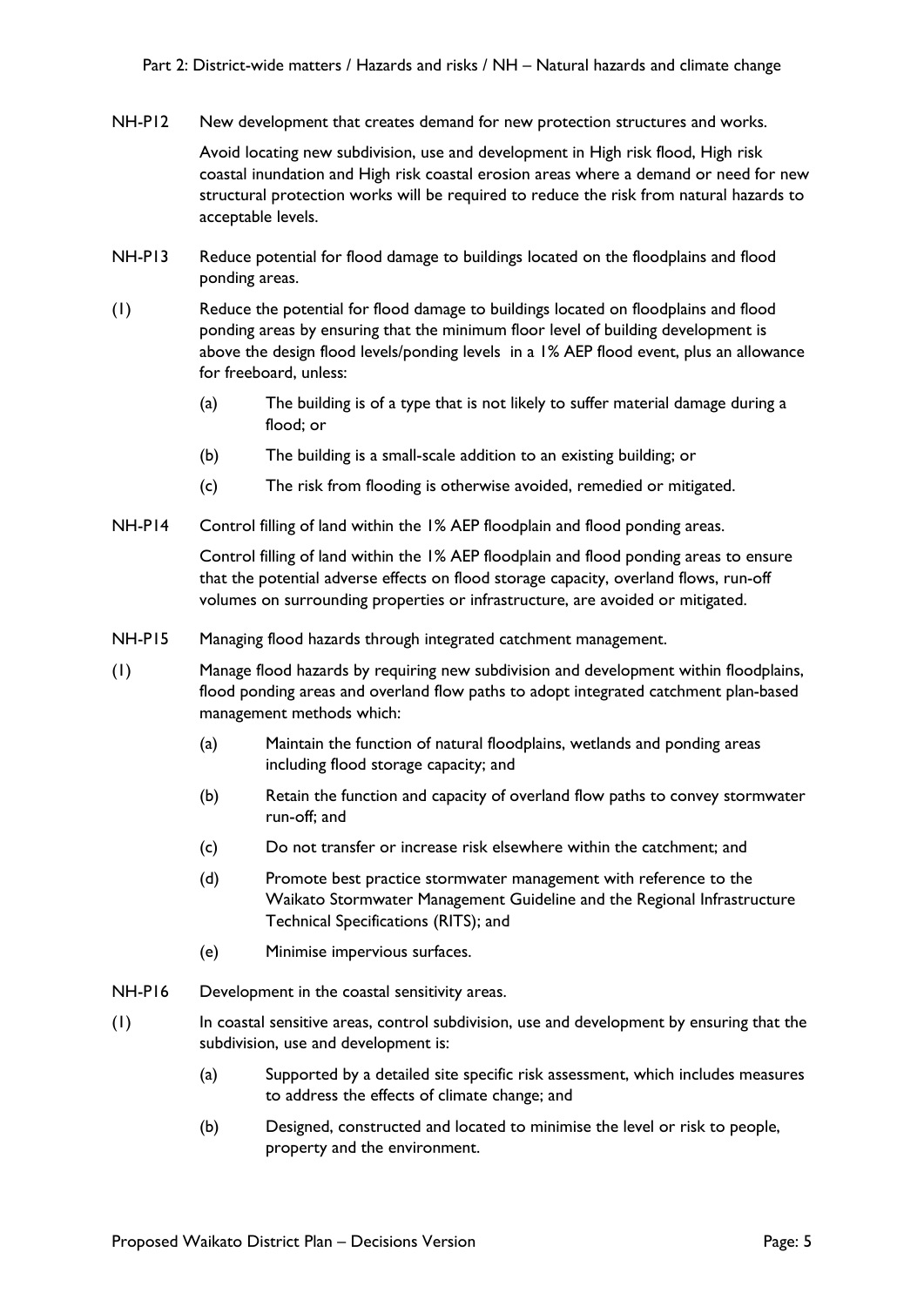NH-P12 New development that creates demand for new protection structures and works.

Avoid locating new subdivision, use and development in High risk flood, High risk coastal inundation and High risk coastal erosion areas where a demand or need for new structural protection works will be required to reduce the risk from natural hazards to acceptable levels.

NH-P13 Reduce potential for flood damage to buildings located on the floodplains and flood ponding areas.

(1) Reduce the potential for flood damage to buildings located on floodplains and flood ponding areas by ensuring that the minimum floor level of building development is above the design flood levels/ponding levels in a 1% AEP flood event, plus an allowance for freeboard, unless:

- (a) The building is of a type that is not likely to suffer material damage during a flood; or
- (b) The building is a small-scale addition to an existing building; or
- (c) The risk from flooding is otherwise avoided, remedied or mitigated.

NH-P14 Control filling of land within the 1% AEP floodplain and flood ponding areas.

Control filling of land within the 1% AEP floodplain and flood ponding areas to ensure that the potential adverse effects on flood storage capacity, overland flows, run-off volumes on surrounding properties or infrastructure, are avoided or mitigated.

NH-P15 Managing flood hazards through integrated catchment management.

(1) Manage flood hazards by requiring new subdivision and development within floodplains, flood ponding areas and overland flow paths to adopt integrated catchment plan-based management methods which:

- (a) Maintain the function of natural floodplains, wetlands and ponding areas including flood storage capacity; and
- (b) Retain the function and capacity of overland flow paths to convey stormwater run-off; and
- (c) Do not transfer or increase risk elsewhere within the catchment; and
- (d) Promote best practice stormwater management with reference to the Waikato Stormwater Management Guideline and the Regional Infrastructure Technical Specifications (RITS); and
- (e) Minimise impervious surfaces.

NH-P16 Development in the coastal sensitivity areas.

(1) In coastal sensitive areas, control subdivision, use and development by ensuring that the subdivision, use and development is:

- (a) Supported by a detailed site specific risk assessment, which includes measures to address the effects of climate change; and
- (b) Designed, constructed and located to minimise the level or risk to people, property and the environment.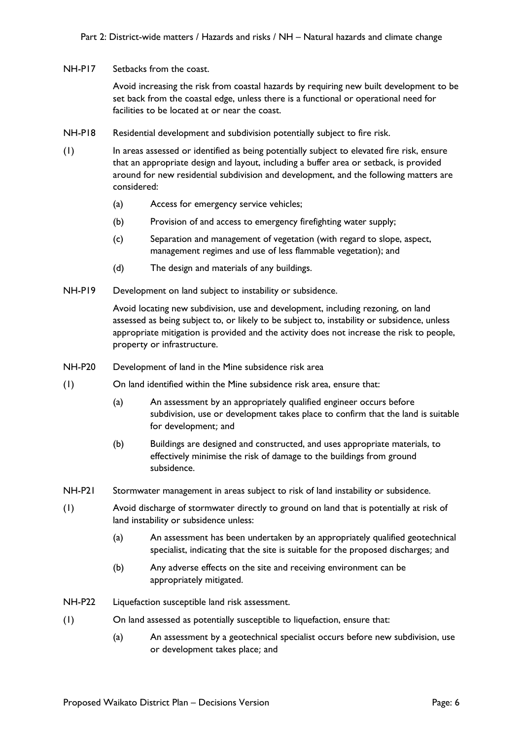NH-P17 Setbacks from the coast.

Avoid increasing the risk from coastal hazards by requiring new built development to be set back from the coastal edge, unless there is a functional or operational need for facilities to be located at or near the coast.

NH-P18 Residential development and subdivision potentially subject to fire risk.

(1) In areas assessed or identified as being potentially subject to elevated fire risk, ensure that an appropriate design and layout, including a buffer area or setback, is provided around for new residential subdivision and development, and the following matters are considered:

- (a) Access for emergency service vehicles;
- (b) Provision of and access to emergency firefighting water supply;
- (c) Separation and management of vegetation (with regard to slope, aspect, management regimes and use of less flammable vegetation); and
- (d) The design and materials of any buildings.

NH-P19 Development on land subject to instability or subsidence.

Avoid locating new subdivision, use and development, including rezoning, on land assessed as being subject to, or likely to be subject to, instability or subsidence, unless appropriate mitigation is provided and the activity does not increase the risk to people, property or infrastructure.

NH-P20 Development of land in the Mine subsidence risk area

(1) On land identified within the Mine subsidence risk area, ensure that:

- (a) An assessment by an appropriately qualified engineer occurs before subdivision, use or development takes place to confirm that the land is suitable for development; and
- (b) Buildings are designed and constructed, and uses appropriate materials, to effectively minimise the risk of damage to the buildings from ground subsidence.

NH-P21 Stormwater management in areas subject to risk of land instability or subsidence.

(1) Avoid discharge of stormwater directly to ground on land that is potentially at risk of land instability or subsidence unless:

- (a) An assessment has been undertaken by an appropriately qualified geotechnical specialist, indicating that the site is suitable for the proposed discharges; and
- (b) Any adverse effects on the site and receiving environment can be appropriately mitigated.

NH-P22 Liquefaction susceptible land risk assessment.

(1) On land assessed as potentially susceptible to liquefaction, ensure that:

- (a) An assessment by a geotechnical specialist occurs before new subdivision, use or development takes place; and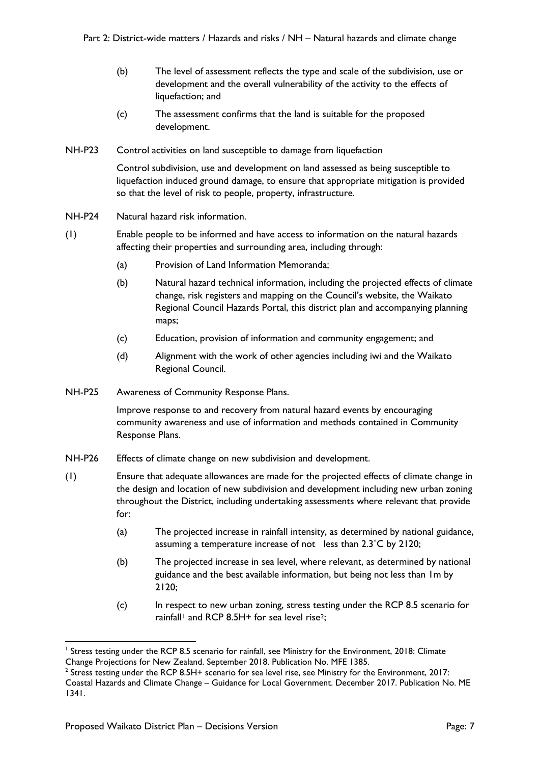(b) The level of assessment reflects the type and scale of the subdivision, use or development and the overall vulnerability of the activity to the effects of liquefaction; and

(c) The assessment confirms that the land is suitable for the proposed development.

NH-P23 Control activities on land susceptible to damage from liquefaction

Control subdivision, use and development on land assessed as being susceptible to liquefaction induced ground damage, to ensure that appropriate mitigation is provided so that the level of risk to people, property, infrastructure.

NH-P24 Natural hazard risk information.

(1) Enable people to be informed and have access to information on the natural hazards affecting their properties and surrounding area, including through:

(a) Provision of Land Information Memoranda;

(b) Natural hazard technical information, including the projected effects of climate change, risk registers and mapping on the Council's website, the Waikato Regional Council Hazards Portal, this district plan and accompanying planning maps;

(c) Education, provision of information and community engagement; and

(d) Alignment with the work of other agencies including iwi and the Waikato Regional Council.

NH-P25 Awareness of Community Response Plans.

Improve response to and recovery from natural hazard events by encouraging community awareness and use of information and methods contained in Community Response Plans.

NH-P26 Effects of climate change on new subdivision and development.

(1) Ensure that adequate allowances are made for the projected effects of climate change in the design and location of new subdivision and development including new urban zoning throughout the District, including undertaking assessments where relevant that provide for:

(a) The projected increase in rainfall intensity, as determined by national guidance, assuming a temperature increase of not less than 2.3˚C by 2120;

(b) The projected increase in sea level, where relevant, as determined by national guidance and the best available information, but being not less than 1m by 2120;

(c) In respect to new urban zoning, stress testing under the RCP 8.5 scenario for rainfall[1] and RCP 8.5H+ for sea level rise[2];

---

[1] Stress testing under the RCP 8.5 scenario for rainfall, see Ministry for the Environment, 2018: Climate Change Projections for New Zealand. September 2018. Publication No. MFE 1385.

[2] Stress testing under the RCP 8.5H+ scenario for sea level rise, see Ministry for the Environment, 2017: Coastal Hazards and Climate Change – Guidance for Local Government. December 2017. Publication No. ME 1341.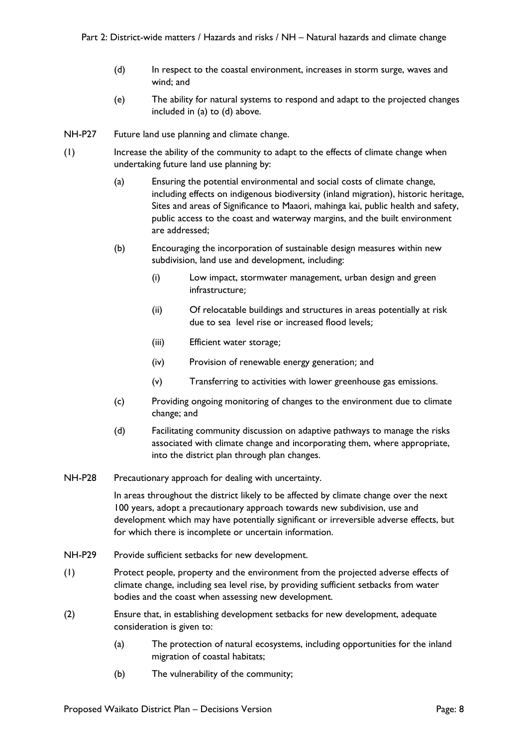(d) In respect to the coastal environment, increases in storm surge, waves and wind; and

(e) The ability for natural systems to respond and adapt to the projected changes included in (a) to (d) above.

NH-P27 Future land use planning and climate change.

(1) Increase the ability of the community to adapt to the effects of climate change when undertaking future land use planning by:

(a) Ensuring the potential environmental and social costs of climate change, including effects on indigenous biodiversity (inland migration), historic heritage, Sites and areas of Significance to Maaori, mahinga kai, public health and safety, public access to the coast and waterway margins, and the built environment are addressed;

(b) Encouraging the incorporation of sustainable design measures within new subdivision, land use and development, including:

(i) Low impact, stormwater management, urban design and green infrastructure;

(ii) Of relocatable buildings and structures in areas potentially at risk due to sea level rise or increased flood levels;

(iii) Efficient water storage;

(iv) Provision of renewable energy generation; and

(v) Transferring to activities with lower greenhouse gas emissions.

(c) Providing ongoing monitoring of changes to the environment due to climate change; and

(d) Facilitating community discussion on adaptive pathways to manage the risks associated with climate change and incorporating them, where appropriate, into the district plan through plan changes.

NH-P28 Precautionary approach for dealing with uncertainty.

In areas throughout the district likely to be affected by climate change over the next 100 years, adopt a precautionary approach towards new subdivision, use and development which may have potentially significant or irreversible adverse effects, but for which there is incomplete or uncertain information.

NH-P29 Provide sufficient setbacks for new development.

(1) Protect people, property and the environment from the projected adverse effects of climate change, including sea level rise, by providing sufficient setbacks from water bodies and the coast when assessing new development.

(2) Ensure that, in establishing development setbacks for new development, adequate consideration is given to:

(a) The protection of natural ecosystems, including opportunities for the inland migration of coastal habitats;

(b) The vulnerability of the community;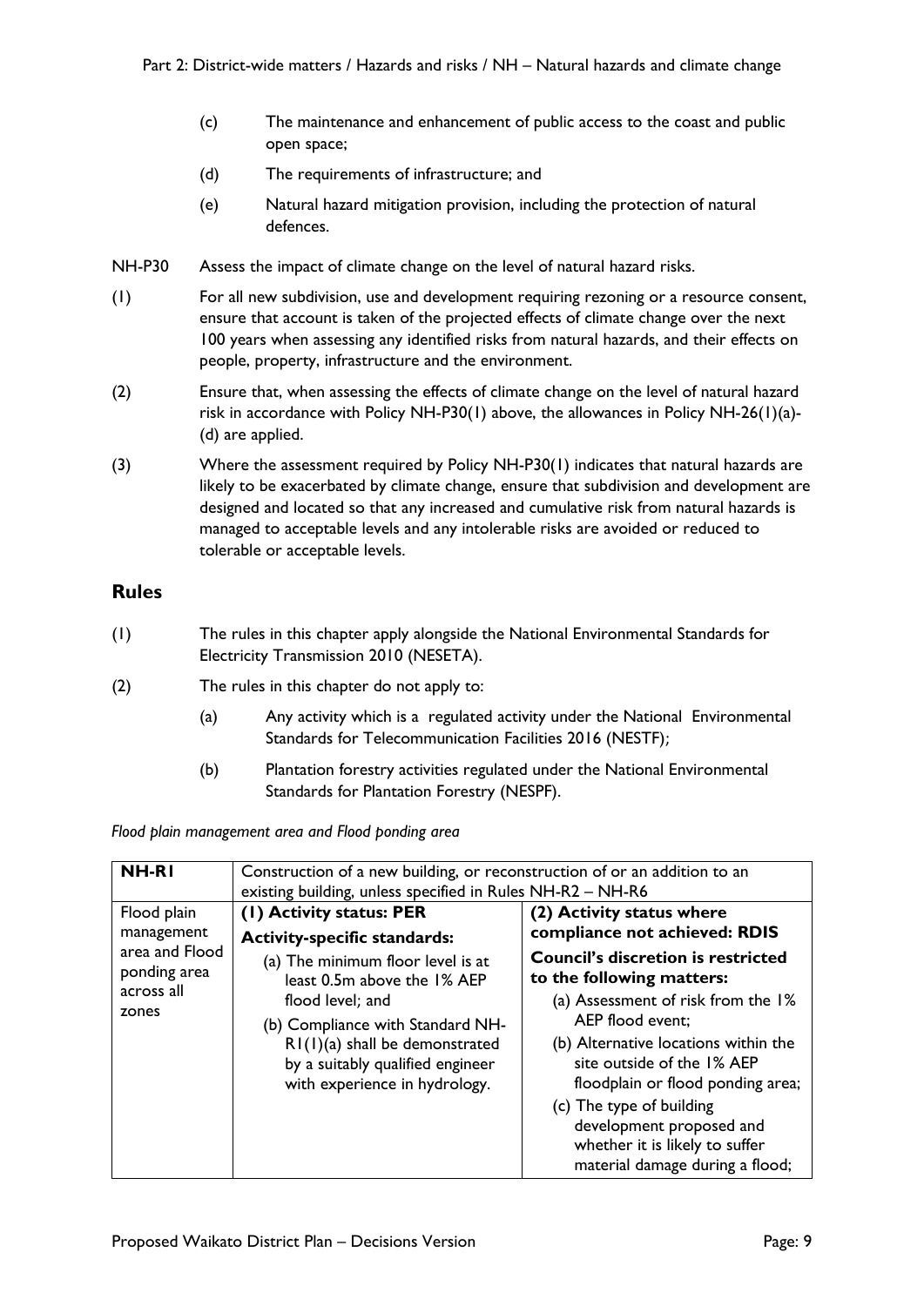(c) The maintenance and enhancement of public access to the coast and public open space;

(d) The requirements of infrastructure; and

(e) Natural hazard mitigation provision, including the protection of natural defences.

NH-P30 Assess the impact of climate change on the level of natural hazard risks.

(1) For all new subdivision, use and development requiring rezoning or a resource consent, ensure that account is taken of the projected effects of climate change over the next 100 years when assessing any identified risks from natural hazards, and their effects on people, property, infrastructure and the environment.

(2) Ensure that, when assessing the effects of climate change on the level of natural hazard risk in accordance with Policy NH-P30(1) above, the allowances in Policy NH-26(1)(a)-(d) are applied.

(3) Where the assessment required by Policy NH-P30(1) indicates that natural hazards are likely to be exacerbated by climate change, ensure that subdivision and development are designed and located so that any increased and cumulative risk from natural hazards is managed to acceptable levels and any intolerable risks are avoided or reduced to tolerable or acceptable levels.

## Rules

(1) The rules in this chapter apply alongside the National Environmental Standards for Electricity Transmission 2010 (NESETA).

(2) The rules in this chapter do not apply to:

(a) Any activity which is a regulated activity under the National Environmental Standards for Telecommunication Facilities 2016 (NESTF);

(b) Plantation forestry activities regulated under the National Environmental Standards for Plantation Forestry (NESPF).

*Flood plain management area and Flood ponding area*

| **NH-R1** | Construction of a new building, or reconstruction of or an addition to an existing building, unless specified in Rules NH-R2 – NH-R6 | |
|---|---|---|
| Flood plain management area and Flood ponding area across all zones | **(1) Activity status: PER**<br>**Activity-specific standards:**<br>(a) The minimum floor level is at least 0.5m above the 1% AEP flood level; and<br>(b) Compliance with Standard NH-R1(1)(a) shall be demonstrated by a suitably qualified engineer with experience in hydrology. | **(2) Activity status where compliance not achieved: RDIS**<br>**Council's discretion is restricted to the following matters:**<br>(a) Assessment of risk from the 1% AEP flood event;<br>(b) Alternative locations within the site outside of the 1% AEP floodplain or flood ponding area;<br>(c) The type of building development proposed and whether it is likely to suffer material damage during a flood; |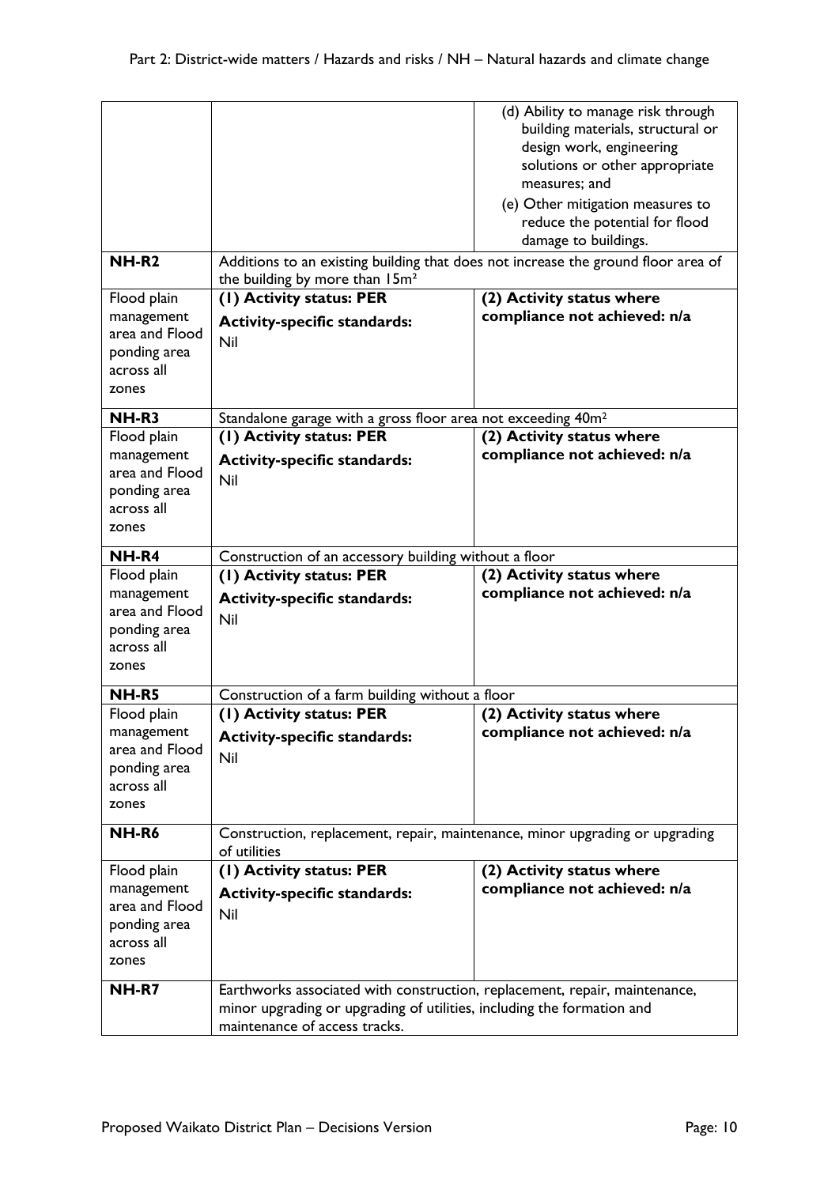| | | |
|---|---|---|
| | | (d) Ability to manage risk through building materials, structural or design work, engineering solutions or other appropriate measures; and<br>(e) Other mitigation measures to reduce the potential for flood damage to buildings. |
| **NH-R2** | Additions to an existing building that does not increase the ground floor area of the building by more than 15m² | |
| Flood plain management area and Flood ponding area across all zones | **(1) Activity status: PER**<br>**Activity-specific standards:**<br>Nil | **(2) Activity status where compliance not achieved: n/a** |
| **NH-R3** | Standalone garage with a gross floor area not exceeding 40m² | |
| Flood plain management area and Flood ponding area across all zones | **(1) Activity status: PER**<br>**Activity-specific standards:**<br>Nil | **(2) Activity status where compliance not achieved: n/a** |
| **NH-R4** | Construction of an accessory building without a floor | |
| Flood plain management area and Flood ponding area across all zones | **(1) Activity status: PER**<br>**Activity-specific standards:**<br>Nil | **(2) Activity status where compliance not achieved: n/a** |
| **NH-R5** | Construction of a farm building without a floor | |
| Flood plain management area and Flood ponding area across all zones | **(1) Activity status: PER**<br>**Activity-specific standards:**<br>Nil | **(2) Activity status where compliance not achieved: n/a** |
| **NH-R6** | Construction, replacement, repair, maintenance, minor upgrading or upgrading of utilities | |
| Flood plain management area and Flood ponding area across all zones | **(1) Activity status: PER**<br>**Activity-specific standards:**<br>Nil | **(2) Activity status where compliance not achieved: n/a** |
| **NH-R7** | Earthworks associated with construction, replacement, repair, maintenance, minor upgrading or upgrading of utilities, including the formation and maintenance of access tracks. | |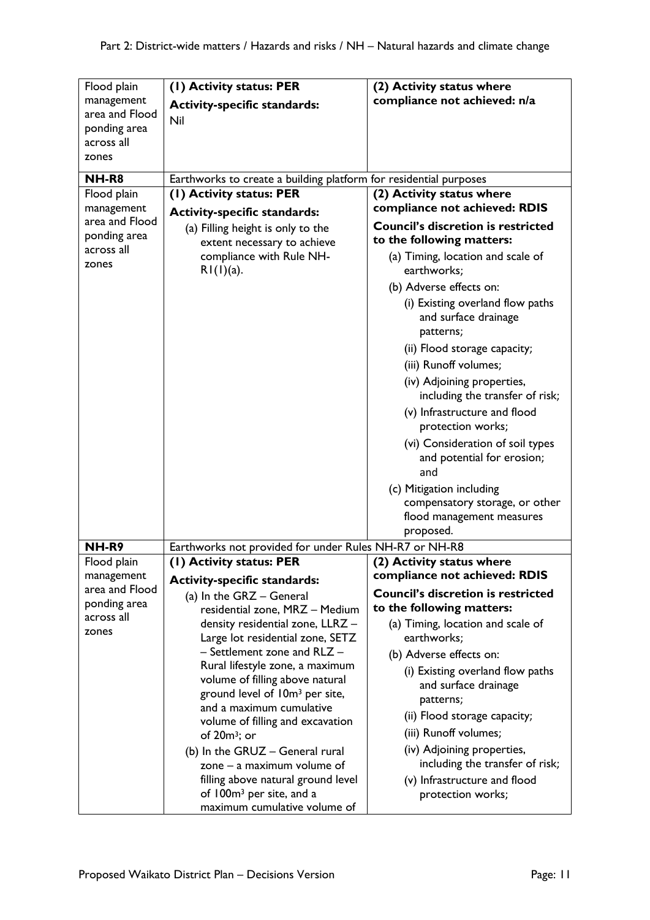| | | |
|---|---|---|
| Flood plain management area and Flood ponding area across all zones | **(1) Activity status: PER**<br>**Activity-specific standards:**<br>Nil | **(2) Activity status where compliance not achieved: n/a** |
| **NH-R8** | Earthworks to create a building platform for residential purposes | |
| Flood plain management area and Flood ponding area across all zones | **(1) Activity status: PER**<br>**Activity-specific standards:**<br>(a) Filling height is only to the extent necessary to achieve compliance with Rule NH-R1(1)(a). | **(2) Activity status where compliance not achieved: RDIS**<br>**Council's discretion is restricted to the following matters:**<br>(a) Timing, location and scale of earthworks;<br>(b) Adverse effects on:<br>(i) Existing overland flow paths and surface drainage patterns;<br>(ii) Flood storage capacity;<br>(iii) Runoff volumes;<br>(iv) Adjoining properties, including the transfer of risk;<br>(v) Infrastructure and flood protection works;<br>(vi) Consideration of soil types and potential for erosion; and<br>(c) Mitigation including compensatory storage, or other flood management measures proposed. |
| **NH-R9** | Earthworks not provided for under Rules NH-R7 or NH-R8 | |
| Flood plain management area and Flood ponding area across all zones | **(1) Activity status: PER**<br>**Activity-specific standards:**<br>(a) In the GRZ – General residential zone, MRZ – Medium density residential zone, LLRZ – Large lot residential zone, SETZ – Settlement zone and RLZ – Rural lifestyle zone, a maximum volume of filling above natural ground level of 10m³ per site, and a maximum cumulative volume of filling and excavation of 20m³; or<br>(b) In the GRUZ – General rural zone – a maximum volume of filling above natural ground level of 100m³ per site, and a maximum cumulative volume of | **(2) Activity status where compliance not achieved: RDIS**<br>**Council's discretion is restricted to the following matters:**<br>(a) Timing, location and scale of earthworks;<br>(b) Adverse effects on:<br>(i) Existing overland flow paths and surface drainage patterns;<br>(ii) Flood storage capacity;<br>(iii) Runoff volumes;<br>(iv) Adjoining properties, including the transfer of risk;<br>(v) Infrastructure and flood protection works; |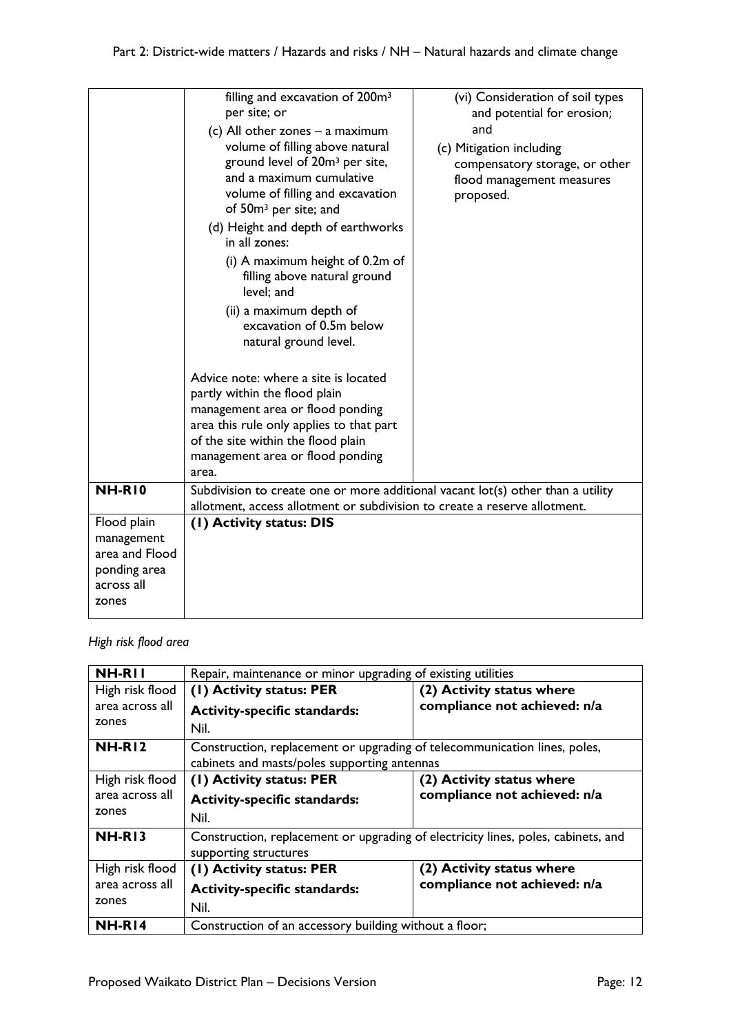| | | |
|---|---|---|
| | filling and excavation of 200m³ per site; or<br>(c) All other zones – a maximum volume of filling above natural ground level of 20m³ per site, and a maximum cumulative volume of filling and excavation of 50m³ per site; and<br>(d) Height and depth of earthworks in all zones:<br>(i) A maximum height of 0.2m of filling above natural ground level; and<br>(ii) a maximum depth of excavation of 0.5m below natural ground level.<br><br>Advice note: where a site is located partly within the flood plain management area or flood ponding area this rule only applies to that part of the site within the flood plain management area or flood ponding area. | (vi) Consideration of soil types and potential for erosion; and<br>(c) Mitigation including compensatory storage, or other flood management measures proposed. |
| **NH-R10** | Subdivision to create one or more additional vacant lot(s) other than a utility allotment, access allotment or subdivision to create a reserve allotment. | |
| Flood plain management area and Flood ponding area across all zones | **(1) Activity status: DIS** | |

*High risk flood area*

| | | |
|---|---|---|
| **NH-R11** | Repair, maintenance or minor upgrading of existing utilities | |
| High risk flood area across all zones | **(1) Activity status: PER**<br>**Activity-specific standards:**<br>Nil. | **(2) Activity status where compliance not achieved: n/a** |
| **NH-R12** | Construction, replacement or upgrading of telecommunication lines, poles, cabinets and masts/poles supporting antennas | |
| High risk flood area across all zones | **(1) Activity status: PER**<br>**Activity-specific standards:**<br>Nil. | **(2) Activity status where compliance not achieved: n/a** |
| **NH-R13** | Construction, replacement or upgrading of electricity lines, poles, cabinets, and supporting structures | |
| High risk flood area across all zones | **(1) Activity status: PER**<br>**Activity-specific standards:**<br>Nil. | **(2) Activity status where compliance not achieved: n/a** |
| **NH-R14** | Construction of an accessory building without a floor; | |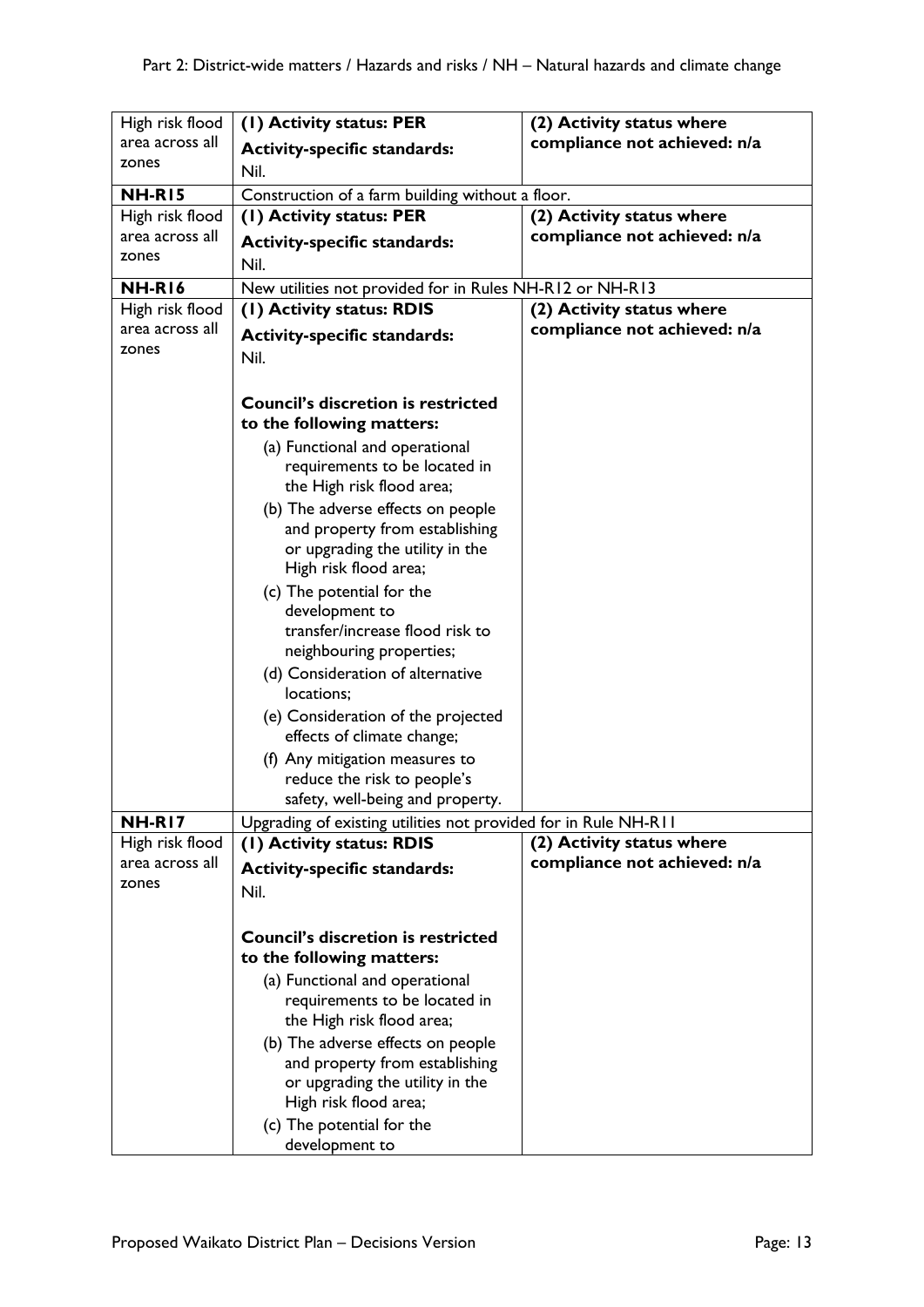| | | |
|---|---|---|
| High risk flood area across all zones | **(1) Activity status: PER**<br>**Activity-specific standards:**<br>Nil. | **(2) Activity status where compliance not achieved: n/a** |
| **NH-R15** | Construction of a farm building without a floor. | |
| High risk flood area across all zones | **(1) Activity status: PER**<br>**Activity-specific standards:**<br>Nil. | **(2) Activity status where compliance not achieved: n/a** |
| **NH-R16** | New utilities not provided for in Rules NH-R12 or NH-R13 | |
| High risk flood area across all zones | **(1) Activity status: RDIS**<br>**Activity-specific standards:**<br>Nil.<br><br>**Council's discretion is restricted to the following matters:**<br>(a) Functional and operational requirements to be located in the High risk flood area;<br>(b) The adverse effects on people and property from establishing or upgrading the utility in the High risk flood area;<br>(c) The potential for the development to transfer/increase flood risk to neighbouring properties;<br>(d) Consideration of alternative locations;<br>(e) Consideration of the projected effects of climate change;<br>(f) Any mitigation measures to reduce the risk to people's safety, well-being and property. | **(2) Activity status where compliance not achieved: n/a** |
| **NH-R17** | Upgrading of existing utilities not provided for in Rule NH-R11 | |
| High risk flood area across all zones | **(1) Activity status: RDIS**<br>**Activity-specific standards:**<br>Nil.<br><br>**Council's discretion is restricted to the following matters:**<br>(a) Functional and operational requirements to be located in the High risk flood area;<br>(b) The adverse effects on people and property from establishing or upgrading the utility in the High risk flood area;<br>(c) The potential for the development to | **(2) Activity status where compliance not achieved: n/a** |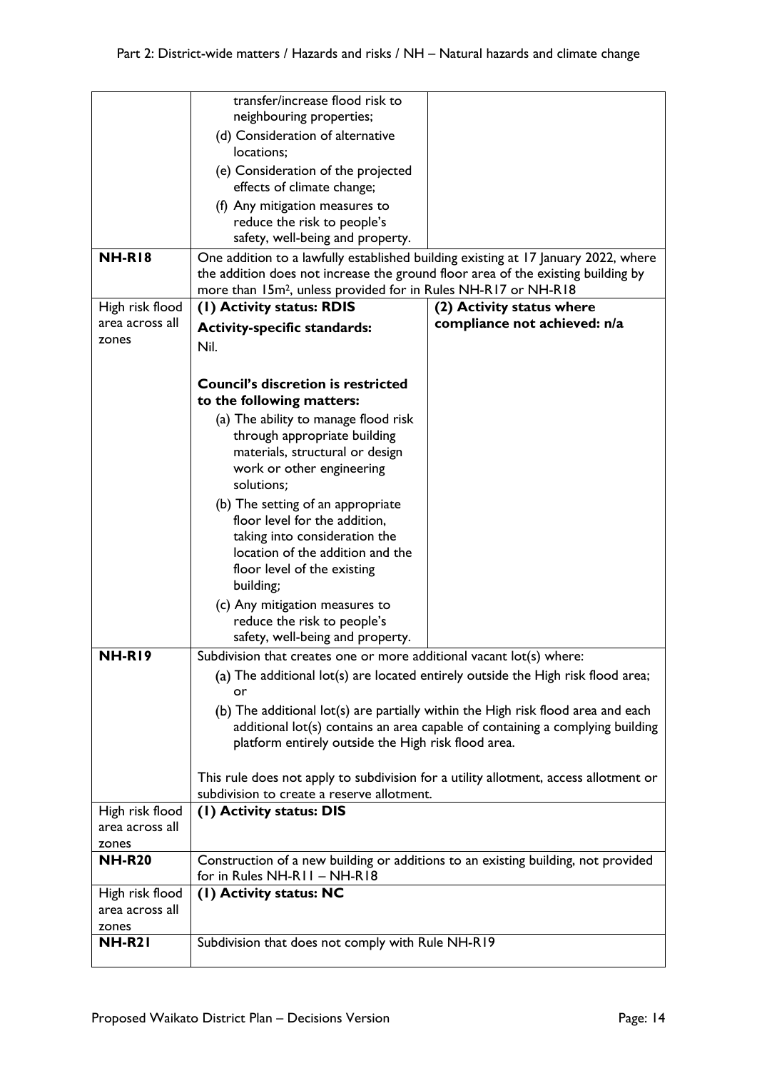| | | |
|---|---|---|
| | transfer/increase flood risk to neighbouring properties;<br>(d) Consideration of alternative locations;<br>(e) Consideration of the projected effects of climate change;<br>(f) Any mitigation measures to reduce the risk to people's safety, well-being and property. | |
| **NH-R18** | One addition to a lawfully established building existing at 17 January 2022, where the addition does not increase the ground floor area of the existing building by more than 15m², unless provided for in Rules NH-R17 or NH-R18 | |
| High risk flood area across all zones | **(1) Activity status: RDIS**<br>**Activity-specific standards:**<br>Nil.<br><br>**Council's discretion is restricted to the following matters:**<br>(a) The ability to manage flood risk through appropriate building materials, structural or design work or other engineering solutions;<br>(b) The setting of an appropriate floor level for the addition, taking into consideration the location of the addition and the floor level of the existing building;<br>(c) Any mitigation measures to reduce the risk to people's safety, well-being and property. | **(2) Activity status where compliance not achieved: n/a** |
| **NH-R19** | Subdivision that creates one or more additional vacant lot(s) where:<br>(a) The additional lot(s) are located entirely outside the High risk flood area; or<br>(b) The additional lot(s) are partially within the High risk flood area and each additional lot(s) contains an area capable of containing a complying building platform entirely outside the High risk flood area.<br><br>This rule does not apply to subdivision for a utility allotment, access allotment or subdivision to create a reserve allotment. | |
| High risk flood area across all zones | **(1) Activity status: DIS** | |
| **NH-R20** | Construction of a new building or additions to an existing building, not provided for in Rules NH-R11 – NH-R18 | |
| High risk flood area across all zones | **(1) Activity status: NC** | |
| **NH-R21** | Subdivision that does not comply with Rule NH-R19 | |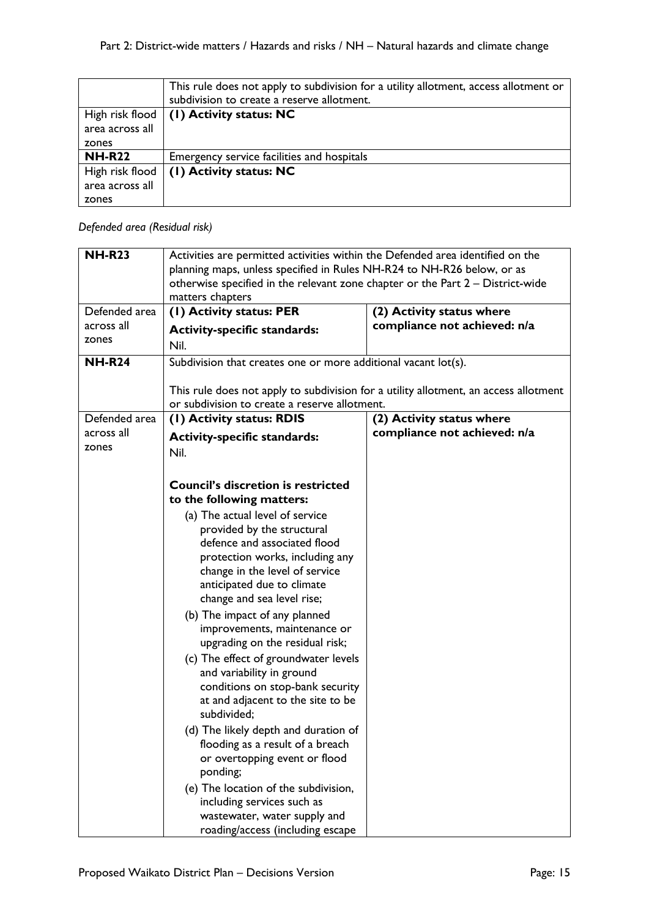| | |
|---|---|
| | This rule does not apply to subdivision for a utility allotment, access allotment or subdivision to create a reserve allotment. |
| High risk flood area across all zones | **(1) Activity status: NC** |
| **NH-R22** | Emergency service facilities and hospitals |
| High risk flood area across all zones | **(1) Activity status: NC** |

*Defended area (Residual risk)*

| | | |
|---|---|---|
| **NH-R23** | Activities are permitted activities within the Defended area identified on the planning maps, unless specified in Rules NH-R24 to NH-R26 below, or as otherwise specified in the relevant zone chapter or the Part 2 – District-wide matters chapters | |
| Defended area across all zones | **(1) Activity status: PER**<br><br>**Activity-specific standards:**<br><br>Nil. | **(2) Activity status where compliance not achieved: n/a** |
| **NH-R24** | Subdivision that creates one or more additional vacant lot(s).<br><br>This rule does not apply to subdivision for a utility allotment, an access allotment or subdivision to create a reserve allotment. | |
| Defended area across all zones | **(1) Activity status: RDIS**<br><br>**Activity-specific standards:**<br><br>Nil.<br><br>**Council's discretion is restricted to the following matters:**<br><br>(a) The actual level of service provided by the structural defence and associated flood protection works, including any change in the level of service anticipated due to climate change and sea level rise;<br><br>(b) The impact of any planned improvements, maintenance or upgrading on the residual risk;<br><br>(c) The effect of groundwater levels and variability in ground conditions on stop-bank security at and adjacent to the site to be subdivided;<br><br>(d) The likely depth and duration of flooding as a result of a breach or overtopping event or flood ponding;<br><br>(e) The location of the subdivision, including services such as wastewater, water supply and roading/access (including escape | **(2) Activity status where compliance not achieved: n/a** |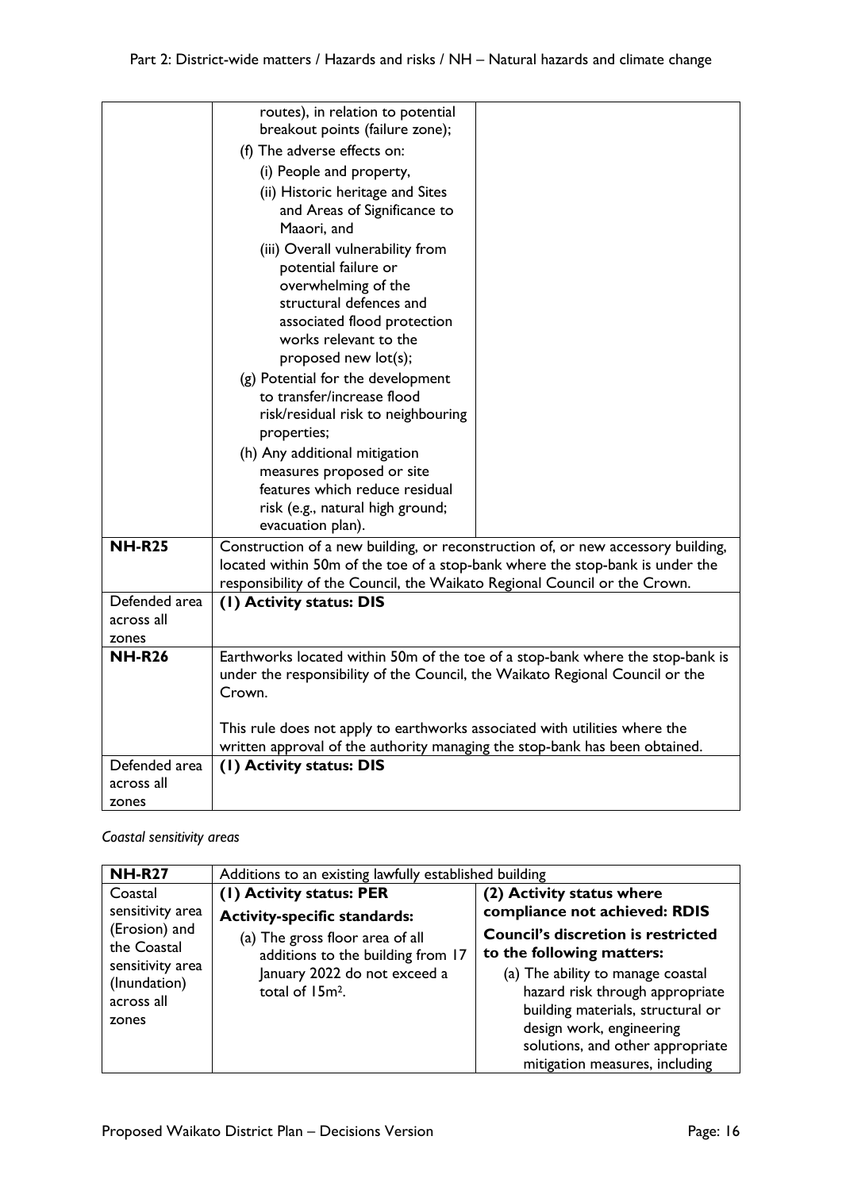| | | |
|---|---|---|
| | routes), in relation to potential breakout points (failure zone);<br>(f) The adverse effects on:<br>(i) People and property,<br>(ii) Historic heritage and Sites and Areas of Significance to Maaori, and<br>(iii) Overall vulnerability from potential failure or overwhelming of the structural defences and associated flood protection works relevant to the proposed new lot(s);<br>(g) Potential for the development to transfer/increase flood risk/residual risk to neighbouring properties;<br>(h) Any additional mitigation measures proposed or site features which reduce residual risk (e.g., natural high ground; evacuation plan). | |
| **NH-R25** | Construction of a new building, or reconstruction of, or new accessory building, located within 50m of the toe of a stop-bank where the stop-bank is under the responsibility of the Council, the Waikato Regional Council or the Crown. | |
| Defended area across all zones | **(1) Activity status: DIS** | |
| **NH-R26** | Earthworks located within 50m of the toe of a stop-bank where the stop-bank is under the responsibility of the Council, the Waikato Regional Council or the Crown.<br><br>This rule does not apply to earthworks associated with utilities where the written approval of the authority managing the stop-bank has been obtained. | |
| Defended area across all zones | **(1) Activity status: DIS** | |

*Coastal sensitivity areas*

| **NH-R27** | Additions to an existing lawfully established building | |
|---|---|---|
| Coastal sensitivity area (Erosion) and the Coastal sensitivity area (Inundation) across all zones | **(1) Activity status: PER**<br>**Activity-specific standards:**<br>(a) The gross floor area of all additions to the building from 17 January 2022 do not exceed a total of $15m^2$. | **(2) Activity status where compliance not achieved: RDIS**<br>**Council's discretion is restricted to the following matters:**<br>(a) The ability to manage coastal hazard risk through appropriate building materials, structural or design work, engineering solutions, and other appropriate mitigation measures, including |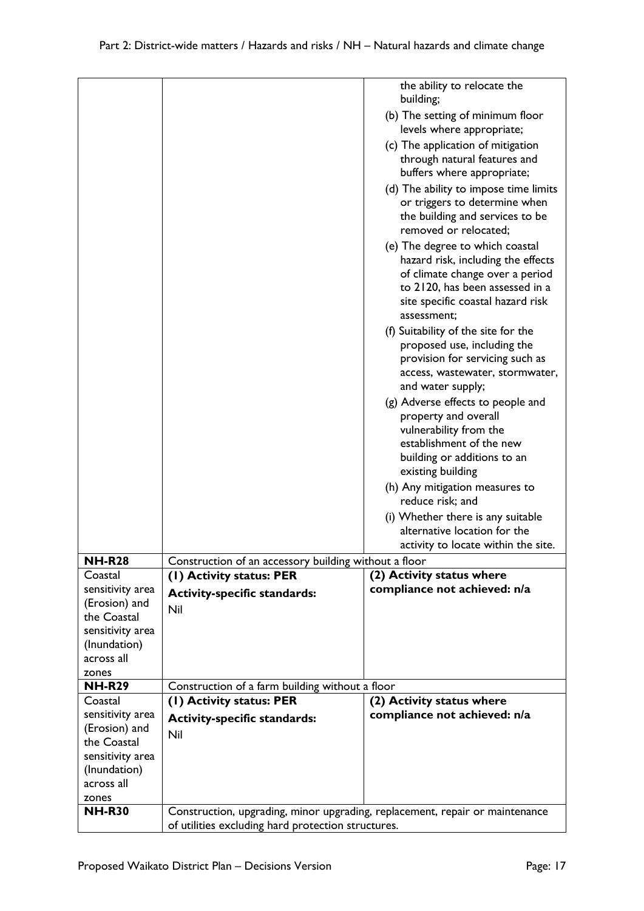| | | |
|---|---|---|
| | | the ability to relocate the building;<br>(b) The setting of minimum floor levels where appropriate;<br>(c) The application of mitigation through natural features and buffers where appropriate;<br>(d) The ability to impose time limits or triggers to determine when the building and services to be removed or relocated;<br>(e) The degree to which coastal hazard risk, including the effects of climate change over a period to 2120, has been assessed in a site specific coastal hazard risk assessment;<br>(f) Suitability of the site for the proposed use, including the provision for servicing such as access, wastewater, stormwater, and water supply;<br>(g) Adverse effects to people and property and overall vulnerability from the establishment of the new building or additions to an existing building<br>(h) Any mitigation measures to reduce risk; and<br>(i) Whether there is any suitable alternative location for the activity to locate within the site. |
| **NH-R28** | Construction of an accessory building without a floor | |
| Coastal sensitivity area (Erosion) and the Coastal sensitivity area (Inundation) across all zones | **(1) Activity status: PER**<br>**Activity-specific standards:**<br>Nil | **(2) Activity status where compliance not achieved: n/a** |
| **NH-R29** | Construction of a farm building without a floor | |
| Coastal sensitivity area (Erosion) and the Coastal sensitivity area (Inundation) across all zones | **(1) Activity status: PER**<br>**Activity-specific standards:**<br>Nil | **(2) Activity status where compliance not achieved: n/a** |
| **NH-R30** | Construction, upgrading, minor upgrading, replacement, repair or maintenance of utilities excluding hard protection structures. | |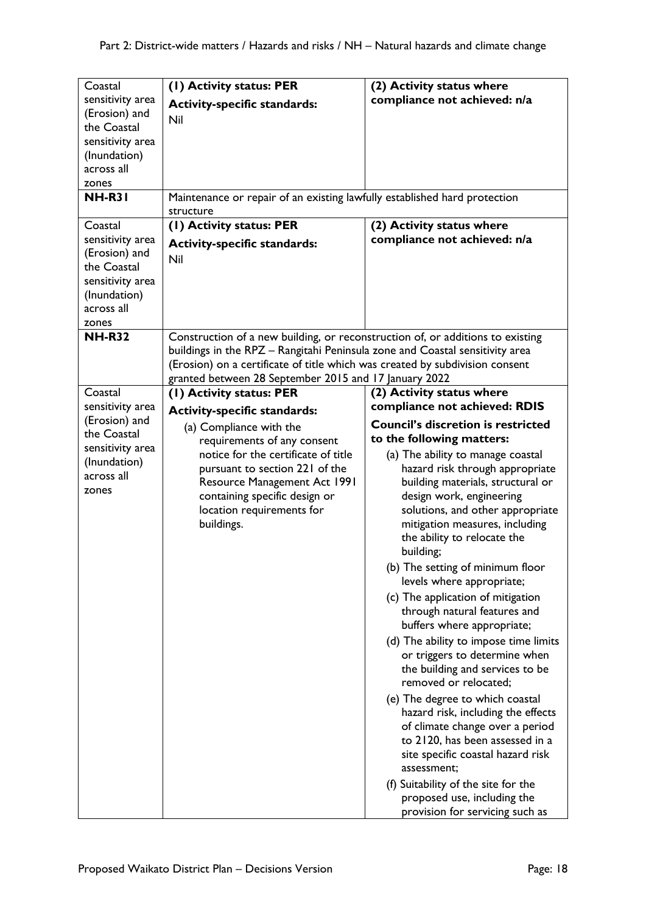| | | |
|---|---|---|
| Coastal sensitivity area (Erosion) and the Coastal sensitivity area (Inundation) across all zones | **(1) Activity status: PER**<br>**Activity-specific standards:**<br>Nil | **(2) Activity status where compliance not achieved: n/a** |
| **NH-R31** | Maintenance or repair of an existing lawfully established hard protection structure | |
| Coastal sensitivity area (Erosion) and the Coastal sensitivity area (Inundation) across all zones | **(1) Activity status: PER**<br>**Activity-specific standards:**<br>Nil | **(2) Activity status where compliance not achieved: n/a** |
| **NH-R32** | Construction of a new building, or reconstruction of, or additions to existing buildings in the RPZ – Rangitahi Peninsula zone and Coastal sensitivity area (Erosion) on a certificate of title which was created by subdivision consent granted between 28 September 2015 and 17 January 2022 | |
| Coastal sensitivity area (Erosion) and the Coastal sensitivity area (Inundation) across all zones | **(1) Activity status: PER**<br>**Activity-specific standards:**<br>(a) Compliance with the requirements of any consent notice for the certificate of title pursuant to section 221 of the Resource Management Act 1991 containing specific design or location requirements for buildings. | **(2) Activity status where compliance not achieved: RDIS**<br>**Council's discretion is restricted to the following matters:**<br>(a) The ability to manage coastal hazard risk through appropriate building materials, structural or design work, engineering solutions, and other appropriate mitigation measures, including the ability to relocate the building;<br>(b) The setting of minimum floor levels where appropriate;<br>(c) The application of mitigation through natural features and buffers where appropriate;<br>(d) The ability to impose time limits or triggers to determine when the building and services to be removed or relocated;<br>(e) The degree to which coastal hazard risk, including the effects of climate change over a period to 2120, has been assessed in a site specific coastal hazard risk assessment;<br>(f) Suitability of the site for the proposed use, including the provision for servicing such as |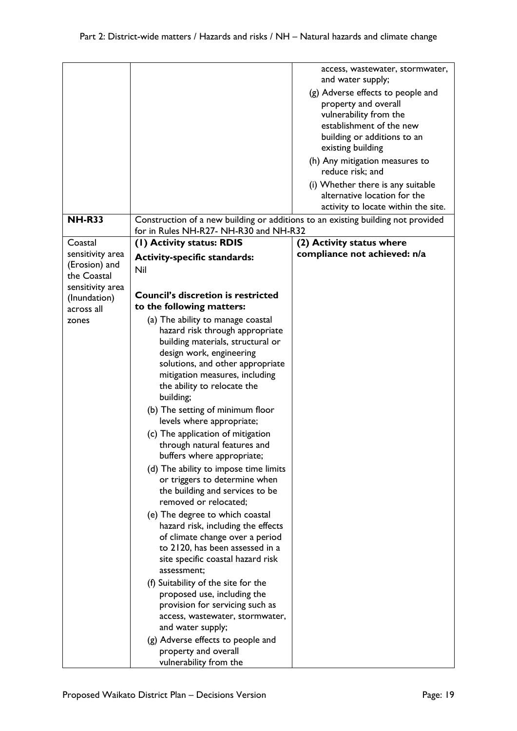| | | |
|---|---|---|
| | | access, wastewater, stormwater, and water supply;<br>(g) Adverse effects to people and property and overall vulnerability from the establishment of the new building or additions to an existing building<br>(h) Any mitigation measures to reduce risk; and<br>(i) Whether there is any suitable alternative location for the activity to locate within the site. |
| **NH-R33** | Construction of a new building or additions to an existing building not provided for in Rules NH-R27- NH-R30 and NH-R32 | |
| Coastal sensitivity area (Erosion) and the Coastal sensitivity area (Inundation) across all zones | **(1) Activity status: RDIS**<br>**Activity-specific standards:**<br>Nil<br><br>**Council's discretion is restricted to the following matters:**<br>(a) The ability to manage coastal hazard risk through appropriate building materials, structural or design work, engineering solutions, and other appropriate mitigation measures, including the ability to relocate the building;<br>(b) The setting of minimum floor levels where appropriate;<br>(c) The application of mitigation through natural features and buffers where appropriate;<br>(d) The ability to impose time limits or triggers to determine when the building and services to be removed or relocated;<br>(e) The degree to which coastal hazard risk, including the effects of climate change over a period to 2120, has been assessed in a site specific coastal hazard risk assessment;<br>(f) Suitability of the site for the proposed use, including the provision for servicing such as access, wastewater, stormwater, and water supply;<br>(g) Adverse effects to people and property and overall vulnerability from the | **(2) Activity status where compliance not achieved: n/a** |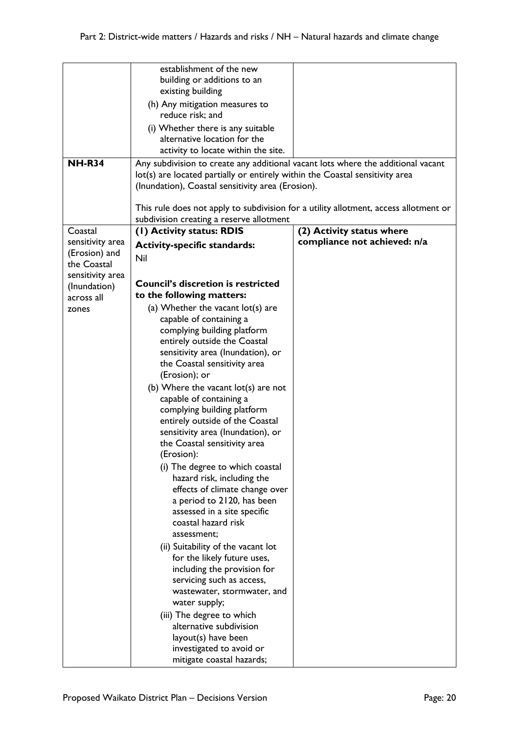| | | |
|---|---|---|
| | establishment of the new building or additions to an existing building<br>(h) Any mitigation measures to reduce risk; and<br>(i) Whether there is any suitable alternative location for the activity to locate within the site. | |
| **NH-R34** | Any subdivision to create any additional vacant lots where the additional vacant lot(s) are located partially or entirely within the Coastal sensitivity area (Inundation), Coastal sensitivity area (Erosion).<br><br>This rule does not apply to subdivision for a utility allotment, access allotment or subdivision creating a reserve allotment | |
| Coastal sensitivity area (Erosion) and the Coastal sensitivity area (Inundation) across all zones | **(1) Activity status: RDIS**<br>**Activity-specific standards:**<br>Nil<br><br>**Council's discretion is restricted to the following matters:**<br>(a) Whether the vacant lot(s) are capable of containing a complying building platform entirely outside the Coastal sensitivity area (Inundation), or the Coastal sensitivity area (Erosion); or<br>(b) Where the vacant lot(s) are not capable of containing a complying building platform entirely outside of the Coastal sensitivity area (Inundation), or the Coastal sensitivity area (Erosion):<br>(i) The degree to which coastal hazard risk, including the effects of climate change over a period to 2120, has been assessed in a site specific coastal hazard risk assessment;<br>(ii) Suitability of the vacant lot for the likely future uses, including the provision for servicing such as access, wastewater, stormwater, and water supply;<br>(iii) The degree to which alternative subdivision layout(s) have been investigated to avoid or mitigate coastal hazards; | **(2) Activity status where compliance not achieved: n/a** |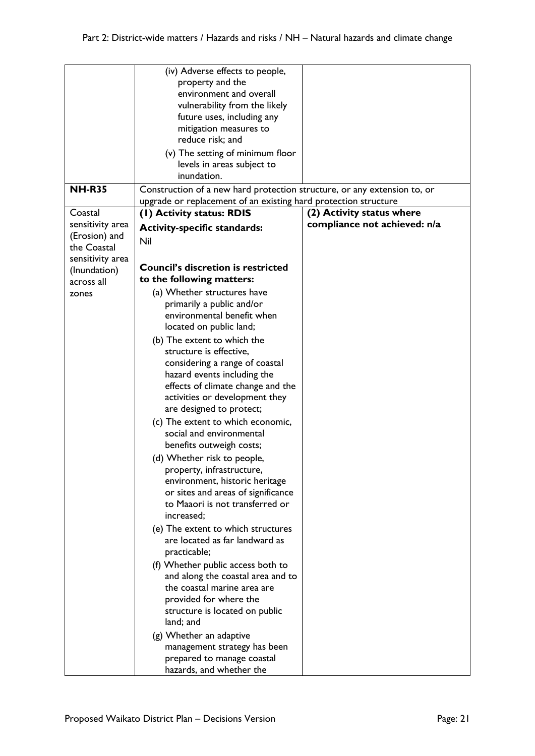| | | |
|---|---|---|
| | (iv) Adverse effects to people, property and the environment and overall vulnerability from the likely future uses, including any mitigation measures to reduce risk; and<br><br>(v) The setting of minimum floor levels in areas subject to inundation. | |
| **NH-R35** | Construction of a new hard protection structure, or any extension to, or upgrade or replacement of an existing hard protection structure | |
| Coastal sensitivity area (Erosion) and the Coastal sensitivity area (Inundation) across all zones | **(1) Activity status: RDIS**<br><br>**Activity-specific standards:**<br>Nil<br><br>**Council's discretion is restricted to the following matters:**<br><br>(a) Whether structures have primarily a public and/or environmental benefit when located on public land;<br><br>(b) The extent to which the structure is effective, considering a range of coastal hazard events including the effects of climate change and the activities or development they are designed to protect;<br><br>(c) The extent to which economic, social and environmental benefits outweigh costs;<br><br>(d) Whether risk to people, property, infrastructure, environment, historic heritage or sites and areas of significance to Maaori is not transferred or increased;<br><br>(e) The extent to which structures are located as far landward as practicable;<br><br>(f) Whether public access both to and along the coastal area and to the coastal marine area are provided for where the structure is located on public land; and<br><br>(g) Whether an adaptive management strategy has been prepared to manage coastal hazards, and whether the | **(2) Activity status where compliance not achieved: n/a** |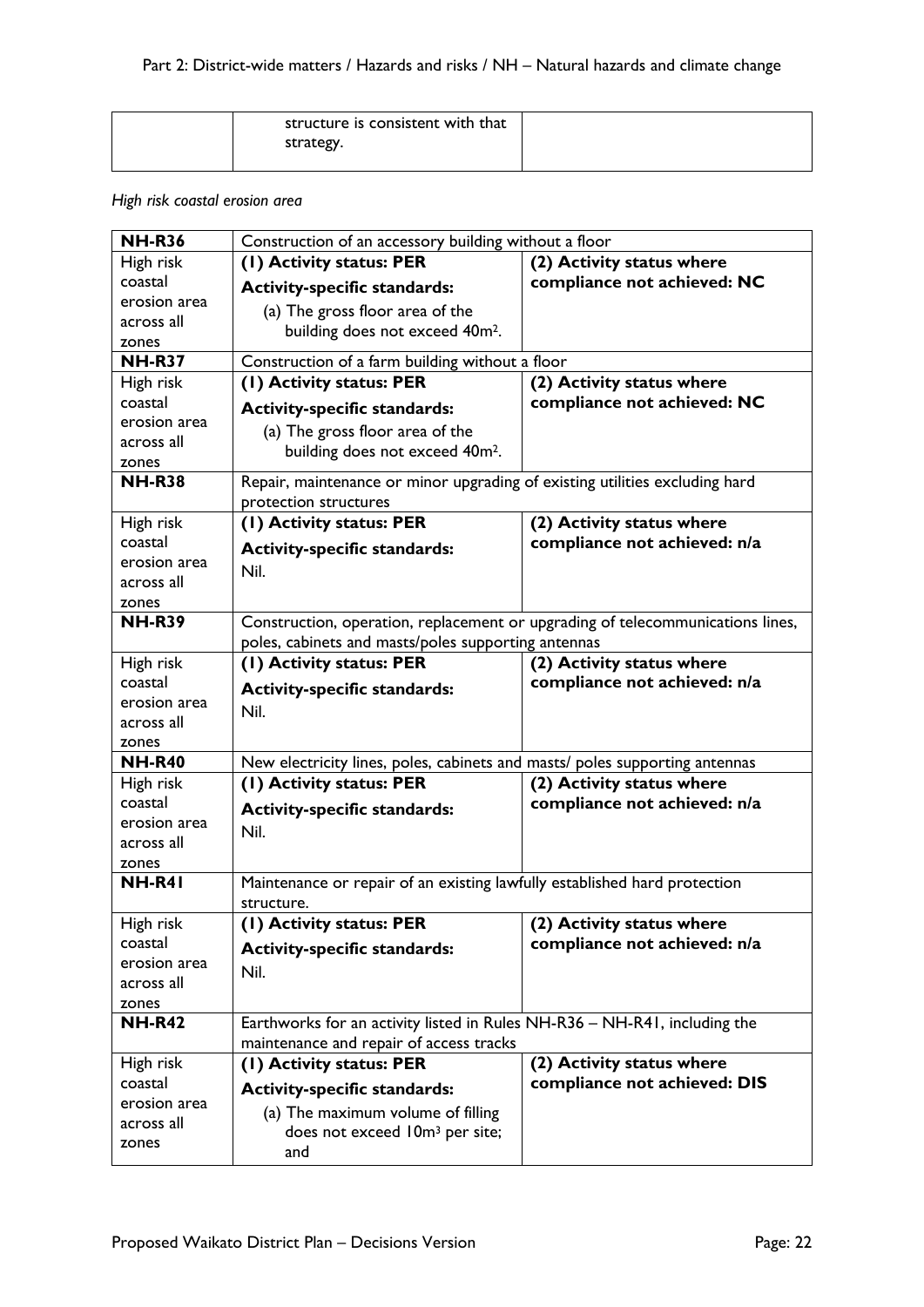| | structure is consistent with that strategy. | |
|---|---|---|

*High risk coastal erosion area*

| **NH-R36** | Construction of an accessory building without a floor | |
|---|---|---|
| High risk coastal erosion area across all zones | **(1) Activity status: PER**<br>**Activity-specific standards:**<br>(a) The gross floor area of the building does not exceed $40m^2$. | **(2) Activity status where compliance not achieved: NC** |
| **NH-R37** | Construction of a farm building without a floor | |
| High risk coastal erosion area across all zones | **(1) Activity status: PER**<br>**Activity-specific standards:**<br>(a) The gross floor area of the building does not exceed $40m^2$. | **(2) Activity status where compliance not achieved: NC** |
| **NH-R38** | Repair, maintenance or minor upgrading of existing utilities excluding hard protection structures | |
| High risk coastal erosion area across all zones | **(1) Activity status: PER**<br>**Activity-specific standards:**<br>Nil. | **(2) Activity status where compliance not achieved: n/a** |
| **NH-R39** | Construction, operation, replacement or upgrading of telecommunications lines, poles, cabinets and masts/poles supporting antennas | |
| High risk coastal erosion area across all zones | **(1) Activity status: PER**<br>**Activity-specific standards:**<br>Nil. | **(2) Activity status where compliance not achieved: n/a** |
| **NH-R40** | New electricity lines, poles, cabinets and masts/ poles supporting antennas | |
| High risk coastal erosion area across all zones | **(1) Activity status: PER**<br>**Activity-specific standards:**<br>Nil. | **(2) Activity status where compliance not achieved: n/a** |
| **NH-R41** | Maintenance or repair of an existing lawfully established hard protection structure. | |
| High risk coastal erosion area across all zones | **(1) Activity status: PER**<br>**Activity-specific standards:**<br>Nil. | **(2) Activity status where compliance not achieved: n/a** |
| **NH-R42** | Earthworks for an activity listed in Rules NH-R36 – NH-R41, including the maintenance and repair of access tracks | |
| High risk coastal erosion area across all zones | **(1) Activity status: PER**<br>**Activity-specific standards:**<br>(a) The maximum volume of filling does not exceed $10m^3$ per site; and | **(2) Activity status where compliance not achieved: DIS** |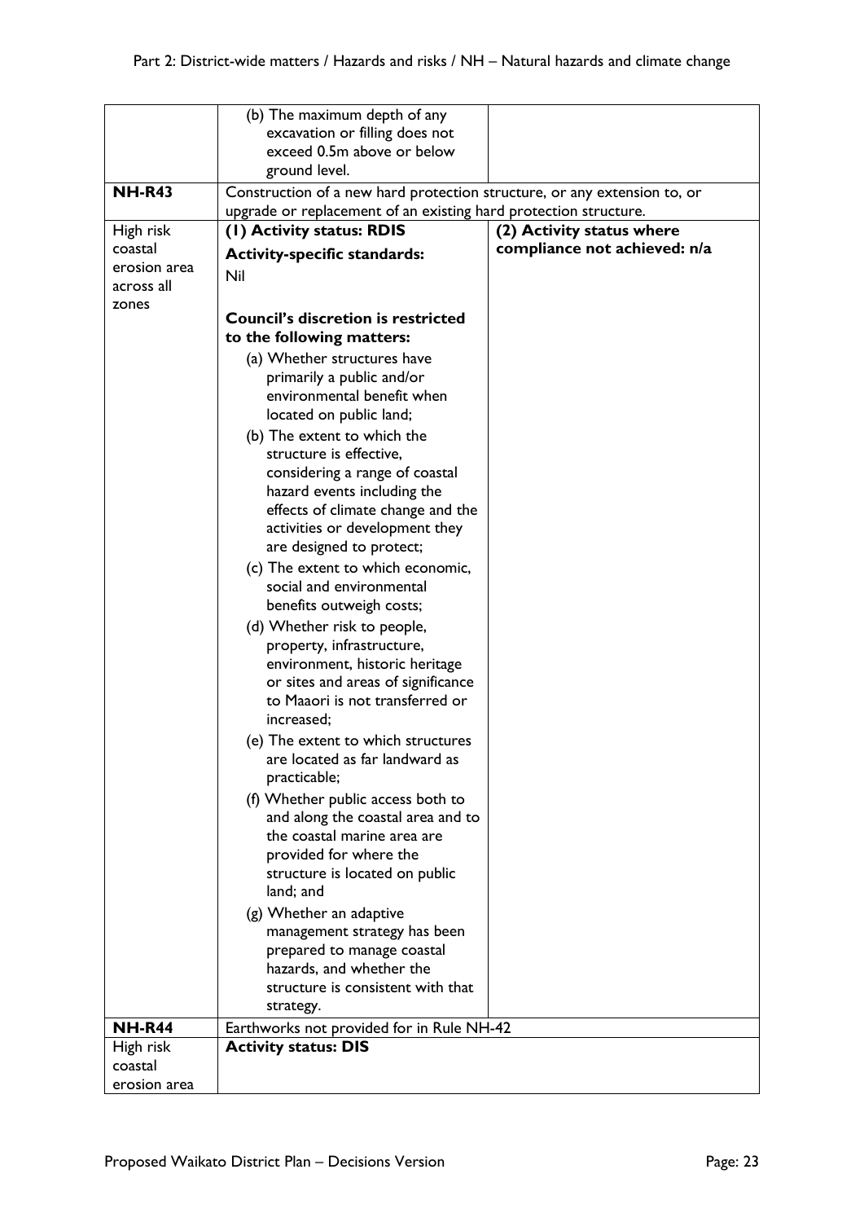| | | |
|---|---|---|
| | (b) The maximum depth of any excavation or filling does not exceed 0.5m above or below ground level. | |
| **NH-R43** | Construction of a new hard protection structure, or any extension to, or upgrade or replacement of an existing hard protection structure. | |
| High risk coastal erosion area across all zones | **(1) Activity status: RDIS**<br><br>**Activity-specific standards:**<br>Nil<br><br>**Council's discretion is restricted to the following matters:**<br>(a) Whether structures have primarily a public and/or environmental benefit when located on public land;<br>(b) The extent to which the structure is effective, considering a range of coastal hazard events including the effects of climate change and the activities or development they are designed to protect;<br>(c) The extent to which economic, social and environmental benefits outweigh costs;<br>(d) Whether risk to people, property, infrastructure, environment, historic heritage or sites and areas of significance to Maaori is not transferred or increased;<br>(e) The extent to which structures are located as far landward as practicable;<br>(f) Whether public access both to and along the coastal area and to the coastal marine area are provided for where the structure is located on public land; and<br>(g) Whether an adaptive management strategy has been prepared to manage coastal hazards, and whether the structure is consistent with that strategy. | **(2) Activity status where compliance not achieved: n/a** |
| **NH-R44** | Earthworks not provided for in Rule NH-42 | |
| High risk coastal erosion area | **Activity status: DIS** | |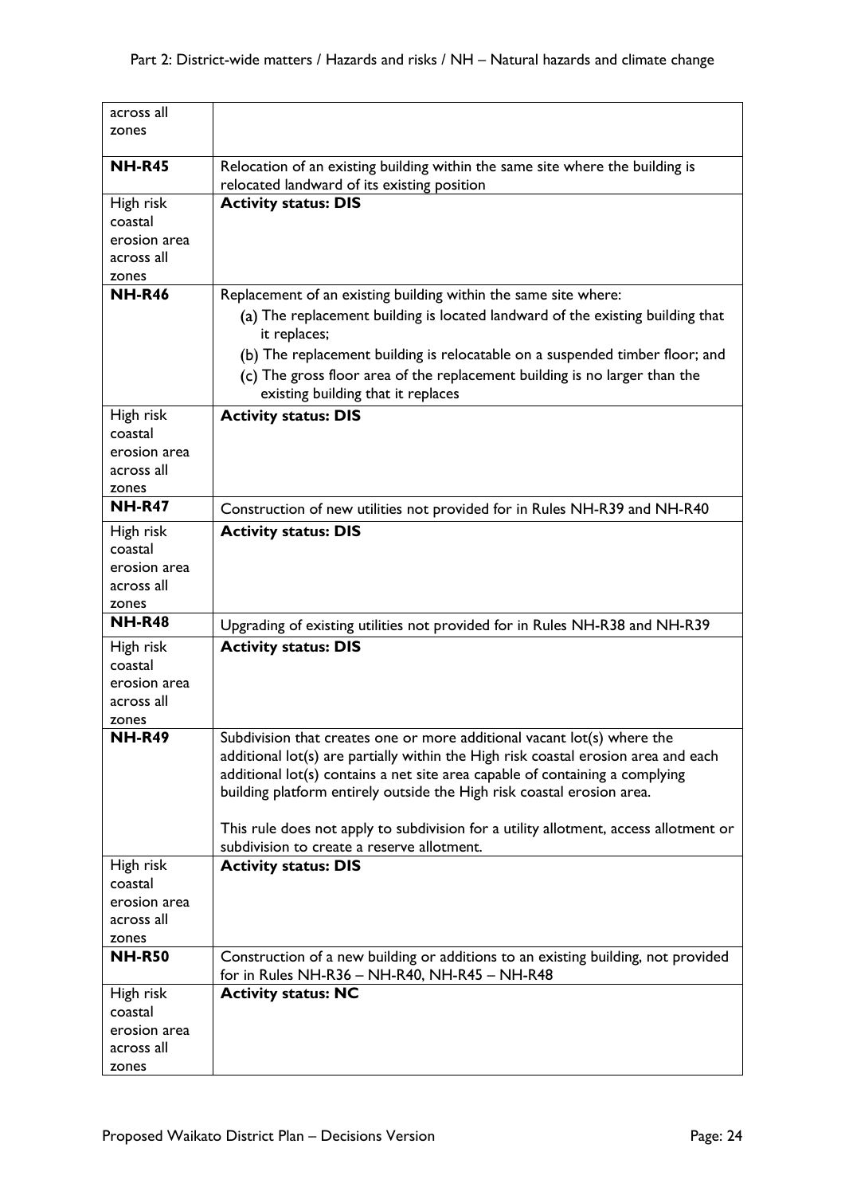| | |
|---|---|
| across all zones | |
| **NH-R45** | Relocation of an existing building within the same site where the building is relocated landward of its existing position |
| High risk coastal erosion area across all zones | **Activity status: DIS** |
| **NH-R46** | Replacement of an existing building within the same site where:<br>(a) The replacement building is located landward of the existing building that it replaces;<br>(b) The replacement building is relocatable on a suspended timber floor; and<br>(c) The gross floor area of the replacement building is no larger than the existing building that it replaces |
| High risk coastal erosion area across all zones | **Activity status: DIS** |
| **NH-R47** | Construction of new utilities not provided for in Rules NH-R39 and NH-R40 |
| High risk coastal erosion area across all zones | **Activity status: DIS** |
| **NH-R48** | Upgrading of existing utilities not provided for in Rules NH-R38 and NH-R39 |
| High risk coastal erosion area across all zones | **Activity status: DIS** |
| **NH-R49** | Subdivision that creates one or more additional vacant lot(s) where the additional lot(s) are partially within the High risk coastal erosion area and each additional lot(s) contains a net site area capable of containing a complying building platform entirely outside the High risk coastal erosion area.<br><br>This rule does not apply to subdivision for a utility allotment, access allotment or subdivision to create a reserve allotment. |
| High risk coastal erosion area across all zones | **Activity status: DIS** |
| **NH-R50** | Construction of a new building or additions to an existing building, not provided for in Rules NH-R36 – NH-R40, NH-R45 – NH-R48 |
| High risk coastal erosion area across all zones | **Activity status: NC** |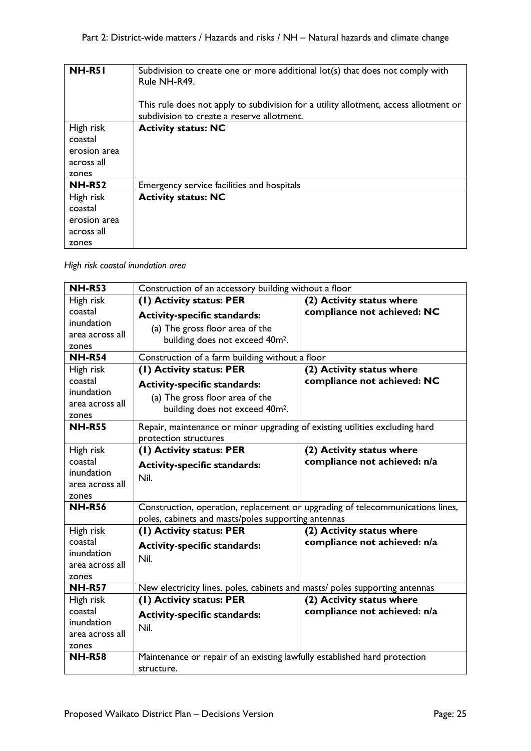| NH-R51 | Subdivision to create one or more additional lot(s) that does not comply with Rule NH-R49.<br><br>This rule does not apply to subdivision for a utility allotment, access allotment or subdivision to create a reserve allotment. |
|---|---|
| High risk coastal erosion area across all zones | **Activity status: NC** |
| **NH-R52** | Emergency service facilities and hospitals |
| High risk coastal erosion area across all zones | **Activity status: NC** |

*High risk coastal inundation area*

| NH-R53 | Construction of an accessory building without a floor | |
|---|---|---|
| High risk coastal inundation area across all zones | **(1) Activity status: PER**<br>**Activity-specific standards:**<br>(a) The gross floor area of the building does not exceed 40m$^2$. | **(2) Activity status where compliance not achieved: NC** |
| **NH-R54** | Construction of a farm building without a floor | |
| High risk coastal inundation area across all zones | **(1) Activity status: PER**<br>**Activity-specific standards:**<br>(a) The gross floor area of the building does not exceed 40m$^2$. | **(2) Activity status where compliance not achieved: NC** |
| **NH-R55** | Repair, maintenance or minor upgrading of existing utilities excluding hard protection structures | |
| High risk coastal inundation area across all zones | **(1) Activity status: PER**<br>**Activity-specific standards:**<br>Nil. | **(2) Activity status where compliance not achieved: n/a** |
| **NH-R56** | Construction, operation, replacement or upgrading of telecommunications lines, poles, cabinets and masts/poles supporting antennas | |
| High risk coastal inundation area across all zones | **(1) Activity status: PER**<br>**Activity-specific standards:**<br>Nil. | **(2) Activity status where compliance not achieved: n/a** |
| **NH-R57** | New electricity lines, poles, cabinets and masts/ poles supporting antennas | |
| High risk coastal inundation area across all zones | **(1) Activity status: PER**<br>**Activity-specific standards:**<br>Nil. | **(2) Activity status where compliance not achieved: n/a** |
| **NH-R58** | Maintenance or repair of an existing lawfully established hard protection structure. | |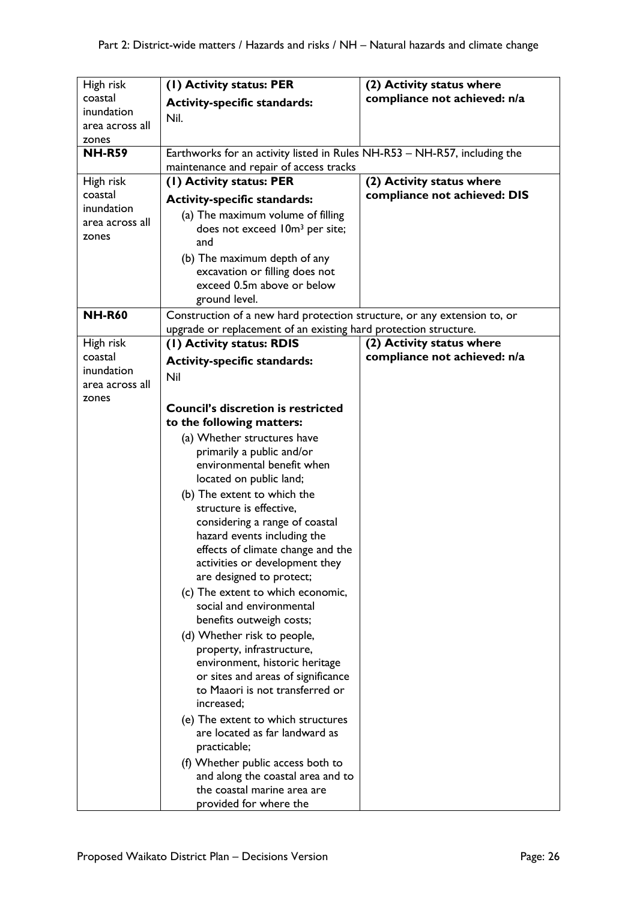| | | |
|---|---|---|
| High risk coastal inundation area across all zones | **(1) Activity status: PER**<br>**Activity-specific standards:**<br>Nil. | **(2) Activity status where compliance not achieved: n/a** |
| **NH-R59** | Earthworks for an activity listed in Rules NH-R53 – NH-R57, including the maintenance and repair of access tracks | |
| High risk coastal inundation area across all zones | **(1) Activity status: PER**<br>**Activity-specific standards:**<br>(a) The maximum volume of filling does not exceed 10m³ per site; and<br>(b) The maximum depth of any excavation or filling does not exceed 0.5m above or below ground level. | **(2) Activity status where compliance not achieved: DIS** |
| **NH-R60** | Construction of a new hard protection structure, or any extension to, or upgrade or replacement of an existing hard protection structure. | |
| High risk coastal inundation area across all zones | **(1) Activity status: RDIS**<br>**Activity-specific standards:**<br>Nil<br><br>**Council's discretion is restricted to the following matters:**<br>(a) Whether structures have primarily a public and/or environmental benefit when located on public land;<br>(b) The extent to which the structure is effective, considering a range of coastal hazard events including the effects of climate change and the activities or development they are designed to protect;<br>(c) The extent to which economic, social and environmental benefits outweigh costs;<br>(d) Whether risk to people, property, infrastructure, environment, historic heritage or sites and areas of significance to Maaori is not transferred or increased;<br>(e) The extent to which structures are located as far landward as practicable;<br>(f) Whether public access both to and along the coastal area and to the coastal marine area are provided for where the | **(2) Activity status where compliance not achieved: n/a** |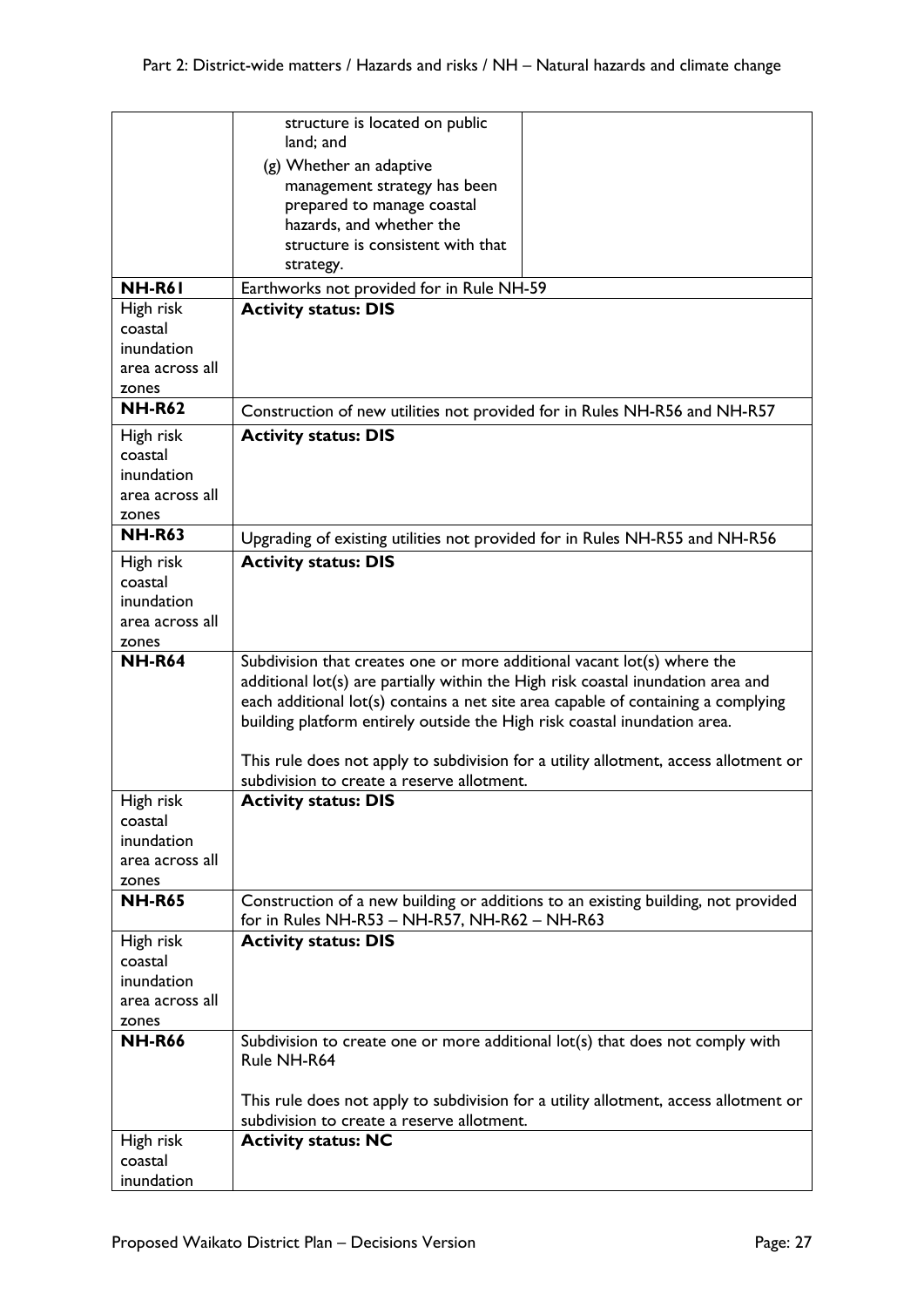| | | |
|---|---|---|
| | structure is located on public land; and<br>(g) Whether an adaptive management strategy has been prepared to manage coastal hazards, and whether the structure is consistent with that strategy. | |
| **NH-R61** | Earthworks not provided for in Rule NH-59 | |
| High risk coastal inundation area across all zones | **Activity status: DIS** | |
| **NH-R62** | Construction of new utilities not provided for in Rules NH-R56 and NH-R57 | |
| High risk coastal inundation area across all zones | **Activity status: DIS** | |
| **NH-R63** | Upgrading of existing utilities not provided for in Rules NH-R55 and NH-R56 | |
| High risk coastal inundation area across all zones | **Activity status: DIS** | |
| **NH-R64** | Subdivision that creates one or more additional vacant lot(s) where the additional lot(s) are partially within the High risk coastal inundation area and each additional lot(s) contains a net site area capable of containing a complying building platform entirely outside the High risk coastal inundation area.<br><br>This rule does not apply to subdivision for a utility allotment, access allotment or subdivision to create a reserve allotment. | |
| High risk coastal inundation area across all zones | **Activity status: DIS** | |
| **NH-R65** | Construction of a new building or additions to an existing building, not provided for in Rules NH-R53 – NH-R57, NH-R62 – NH-R63 | |
| High risk coastal inundation area across all zones | **Activity status: DIS** | |
| **NH-R66** | Subdivision to create one or more additional lot(s) that does not comply with Rule NH-R64<br><br>This rule does not apply to subdivision for a utility allotment, access allotment or subdivision to create a reserve allotment. | |
| High risk coastal inundation | **Activity status: NC** | |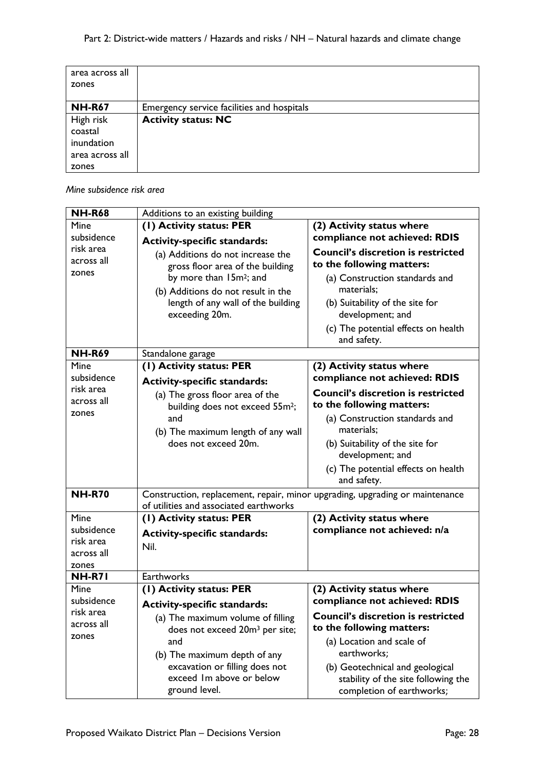| area across all zones | |
|---|---|
| **NH-R67** | Emergency service facilities and hospitals |
| High risk coastal inundation area across all zones | **Activity status: NC** |

*Mine subsidence risk area*

| **NH-R68** | Additions to an existing building | |
|---|---|---|
| Mine subsidence risk area across all zones | **(1) Activity status: PER**<br>**Activity-specific standards:**<br>(a) Additions do not increase the gross floor area of the building by more than 15m²; and<br>(b) Additions do not result in the length of any wall of the building exceeding 20m. | **(2) Activity status where compliance not achieved: RDIS**<br>**Council's discretion is restricted to the following matters:**<br>(a) Construction standards and materials;<br>(b) Suitability of the site for development; and<br>(c) The potential effects on health and safety. |
| **NH-R69** | Standalone garage | |
| Mine subsidence risk area across all zones | **(1) Activity status: PER**<br>**Activity-specific standards:**<br>(a) The gross floor area of the building does not exceed 55m²; and<br>(b) The maximum length of any wall does not exceed 20m. | **(2) Activity status where compliance not achieved: RDIS**<br>**Council's discretion is restricted to the following matters:**<br>(a) Construction standards and materials;<br>(b) Suitability of the site for development; and<br>(c) The potential effects on health and safety. |
| **NH-R70** | Construction, replacement, repair, minor upgrading, upgrading or maintenance of utilities and associated earthworks | |
| Mine subsidence risk area across all zones | **(1) Activity status: PER**<br>**Activity-specific standards:**<br>Nil. | **(2) Activity status where compliance not achieved: n/a** |
| **NH-R71** | Earthworks | |
| Mine subsidence risk area across all zones | **(1) Activity status: PER**<br>**Activity-specific standards:**<br>(a) The maximum volume of filling does not exceed 20m³ per site; and<br>(b) The maximum depth of any excavation or filling does not exceed 1m above or below ground level. | **(2) Activity status where compliance not achieved: RDIS**<br>**Council's discretion is restricted to the following matters:**<br>(a) Location and scale of earthworks;<br>(b) Geotechnical and geological stability of the site following the completion of earthworks; |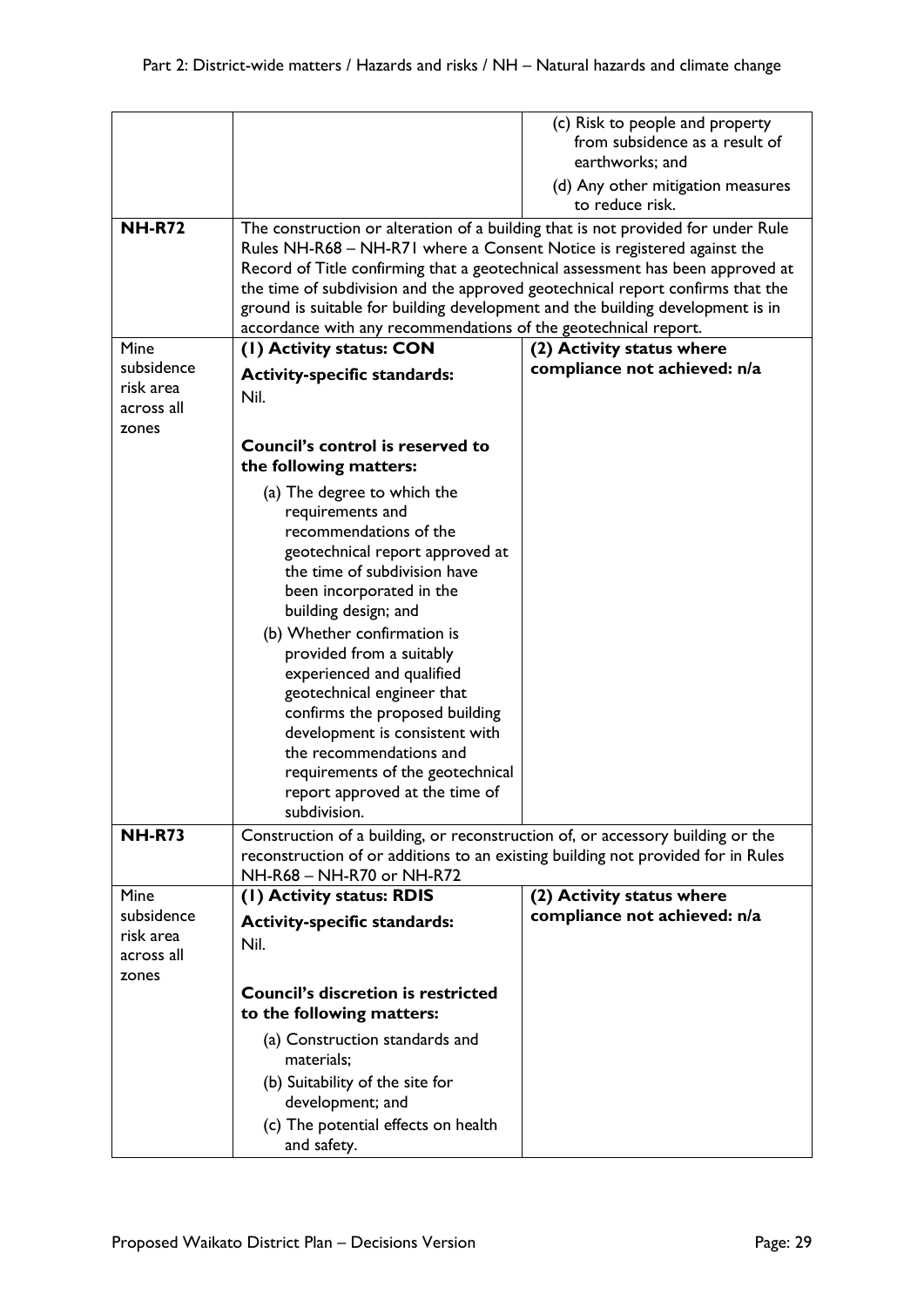| | | |
|---|---|---|
| | | (c) Risk to people and property from subsidence as a result of earthworks; and<br>(d) Any other mitigation measures to reduce risk. |
| **NH-R72** | The construction or alteration of a building that is not provided for under Rule Rules NH-R68 – NH-R71 where a Consent Notice is registered against the Record of Title confirming that a geotechnical assessment has been approved at the time of subdivision and the approved geotechnical report confirms that the ground is suitable for building development and the building development is in accordance with any recommendations of the geotechnical report. | |
| Mine subsidence risk area across all zones | **(1) Activity status: CON**<br>**Activity-specific standards:**<br>Nil.<br><br>**Council's control is reserved to the following matters:**<br>(a) The degree to which the requirements and recommendations of the geotechnical report approved at the time of subdivision have been incorporated in the building design; and<br>(b) Whether confirmation is provided from a suitably experienced and qualified geotechnical engineer that confirms the proposed building development is consistent with the recommendations and requirements of the geotechnical report approved at the time of subdivision. | **(2) Activity status where compliance not achieved: n/a** |
| **NH-R73** | Construction of a building, or reconstruction of, or accessory building or the reconstruction of or additions to an existing building not provided for in Rules NH-R68 – NH-R70 or NH-R72 | |
| Mine subsidence risk area across all zones | **(1) Activity status: RDIS**<br>**Activity-specific standards:**<br>Nil.<br><br>**Council's discretion is restricted to the following matters:**<br>(a) Construction standards and materials;<br>(b) Suitability of the site for development; and<br>(c) The potential effects on health and safety. | **(2) Activity status where compliance not achieved: n/a** |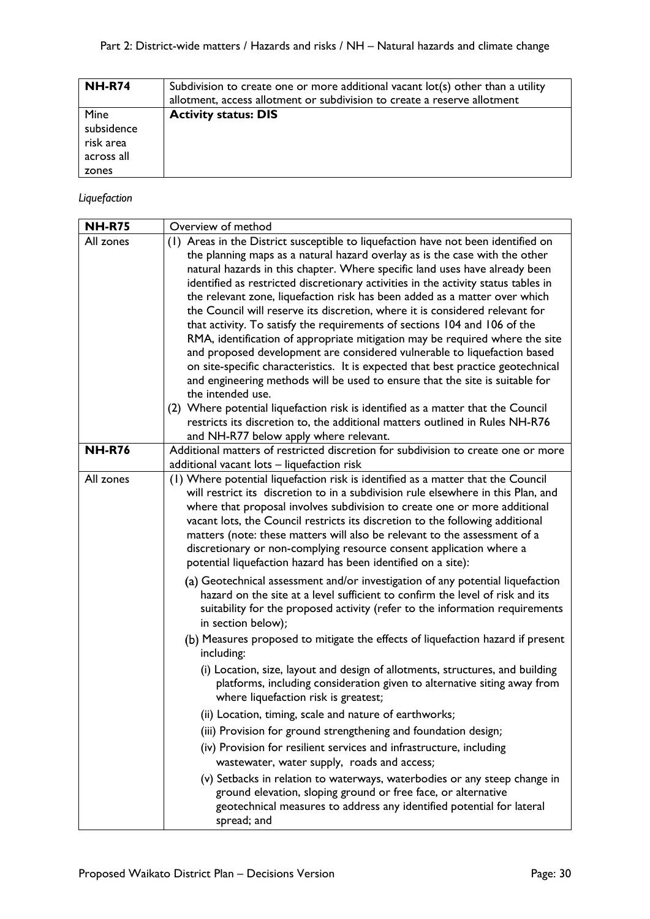| NH-R74 | Subdivision to create one or more additional vacant lot(s) other than a utility allotment, access allotment or subdivision to create a reserve allotment |
|---|---|
| Mine subsidence risk area across all zones | **Activity status: DIS** |

*Liquefaction*

| NH-R75 | Overview of method |
|---|---|
| All zones | (1) Areas in the District susceptible to liquefaction have not been identified on the planning maps as a natural hazard overlay as is the case with the other natural hazards in this chapter. Where specific land uses have already been identified as restricted discretionary activities in the activity status tables in the relevant zone, liquefaction risk has been added as a matter over which the Council will reserve its discretion, where it is considered relevant for that activity. To satisfy the requirements of sections 104 and 106 of the RMA, identification of appropriate mitigation may be required where the site and proposed development are considered vulnerable to liquefaction based on site-specific characteristics. It is expected that best practice geotechnical and engineering methods will be used to ensure that the site is suitable for the intended use.<br>(2) Where potential liquefaction risk is identified as a matter that the Council restricts its discretion to, the additional matters outlined in Rules NH-R76 and NH-R77 below apply where relevant. |
| **NH-R76** | Additional matters of restricted discretion for subdivision to create one or more additional vacant lots – liquefaction risk |
| All zones | (1) Where potential liquefaction risk is identified as a matter that the Council will restrict its discretion to in a subdivision rule elsewhere in this Plan, and where that proposal involves subdivision to create one or more additional vacant lots, the Council restricts its discretion to the following additional matters (note: these matters will also be relevant to the assessment of a discretionary or non-complying resource consent application where a potential liquefaction hazard has been identified on a site):<br>(a) Geotechnical assessment and/or investigation of any potential liquefaction hazard on the site at a level sufficient to confirm the level of risk and its suitability for the proposed activity (refer to the information requirements in section below);<br>(b) Measures proposed to mitigate the effects of liquefaction hazard if present including:<br>(i) Location, size, layout and design of allotments, structures, and building platforms, including consideration given to alternative siting away from where liquefaction risk is greatest;<br>(ii) Location, timing, scale and nature of earthworks;<br>(iii) Provision for ground strengthening and foundation design;<br>(iv) Provision for resilient services and infrastructure, including wastewater, water supply, roads and access;<br>(v) Setbacks in relation to waterways, waterbodies or any steep change in ground elevation, sloping ground or free face, or alternative geotechnical measures to address any identified potential for lateral spread; and |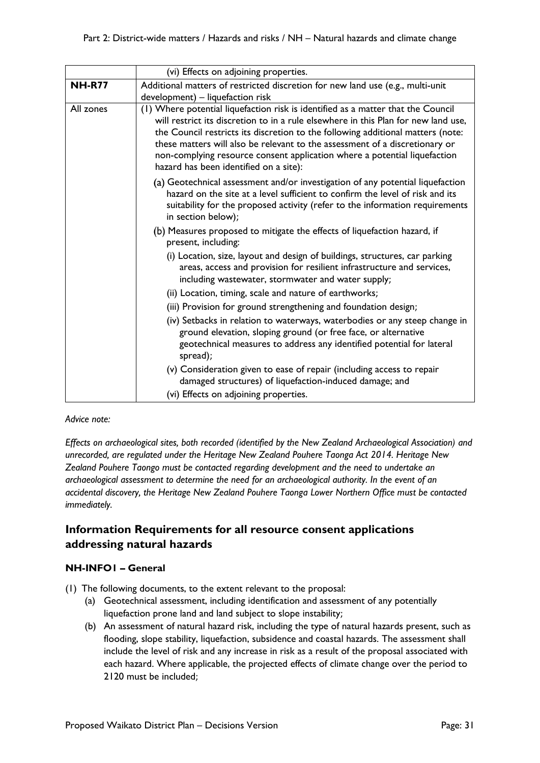| | (vi) Effects on adjoining properties. |
|---|---|
| **NH-R77** | Additional matters of restricted discretion for new land use (e.g., multi-unit development) – liquefaction risk |
| All zones | (1) Where potential liquefaction risk is identified as a matter that the Council will restrict its discretion to in a rule elsewhere in this Plan for new land use, the Council restricts its discretion to the following additional matters (note: these matters will also be relevant to the assessment of a discretionary or non-complying resource consent application where a potential liquefaction hazard has been identified on a site):<br>(a) Geotechnical assessment and/or investigation of any potential liquefaction hazard on the site at a level sufficient to confirm the level of risk and its suitability for the proposed activity (refer to the information requirements in section below);<br>(b) Measures proposed to mitigate the effects of liquefaction hazard, if present, including:<br>(i) Location, size, layout and design of buildings, structures, car parking areas, access and provision for resilient infrastructure and services, including wastewater, stormwater and water supply;<br>(ii) Location, timing, scale and nature of earthworks;<br>(iii) Provision for ground strengthening and foundation design;<br>(iv) Setbacks in relation to waterways, waterbodies or any steep change in ground elevation, sloping ground (or free face, or alternative geotechnical measures to address any identified potential for lateral spread);<br>(v) Consideration given to ease of repair (including access to repair damaged structures) of liquefaction-induced damage; and<br>(vi) Effects on adjoining properties. |

*Advice note:*

*Effects on archaeological sites, both recorded (identified by the New Zealand Archaeological Association) and unrecorded, are regulated under the Heritage New Zealand Pouhere Taonga Act 2014. Heritage New Zealand Pouhere Taongo must be contacted regarding development and the need to undertake an archaeological assessment to determine the need for an archaeological authority. In the event of an accidental discovery, the Heritage New Zealand Pouhere Taonga Lower Northern Office must be contacted immediately.*

## Information Requirements for all resource consent applications addressing natural hazards

### NH-INFO1 – General

(1) The following documents, to the extent relevant to the proposal:

- (a) Geotechnical assessment, including identification and assessment of any potentially liquefaction prone land and land subject to slope instability;
- (b) An assessment of natural hazard risk, including the type of natural hazards present, such as flooding, slope stability, liquefaction, subsidence and coastal hazards. The assessment shall include the level of risk and any increase in risk as a result of the proposal associated with each hazard. Where applicable, the projected effects of climate change over the period to 2120 must be included;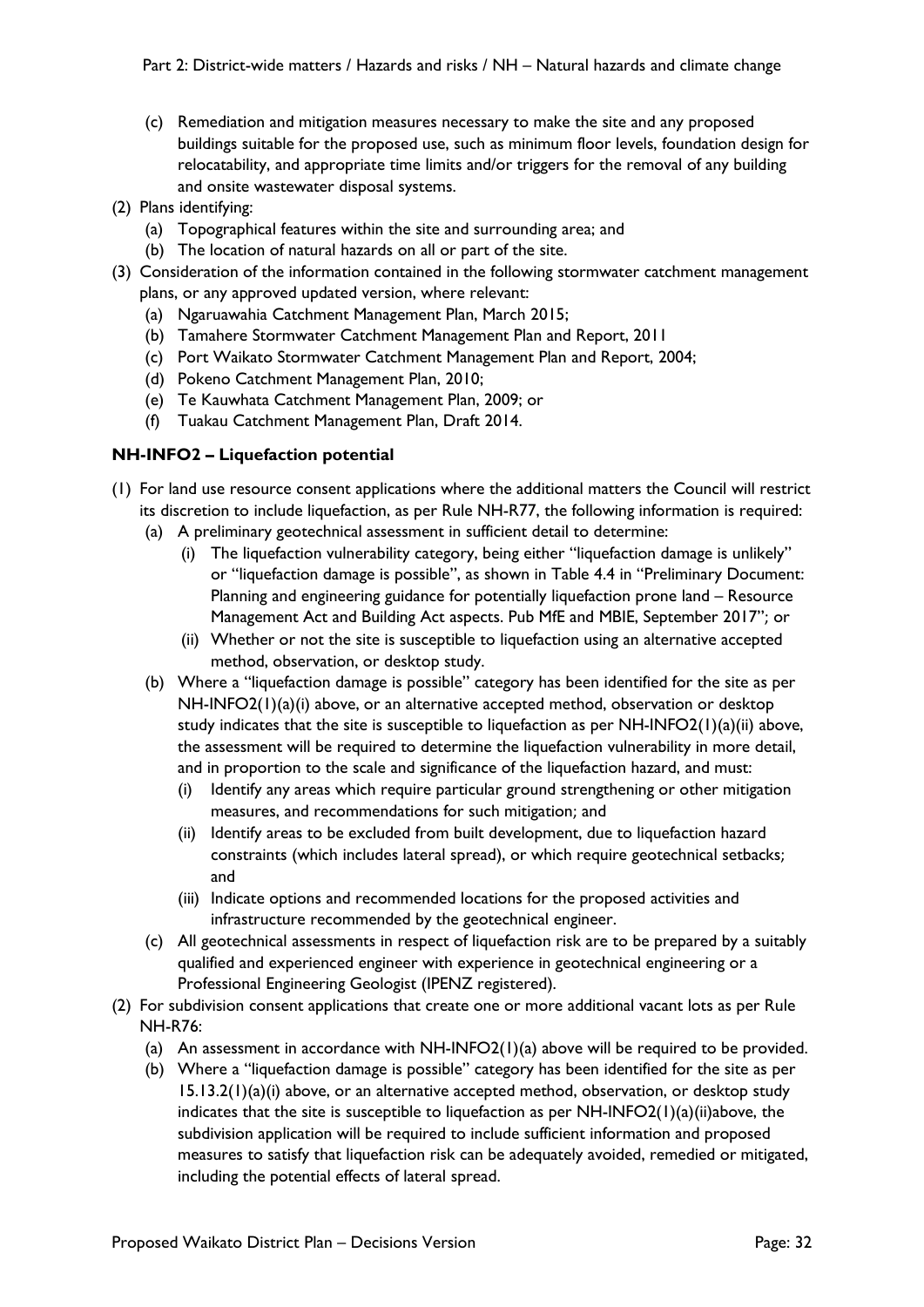(c) Remediation and mitigation measures necessary to make the site and any proposed buildings suitable for the proposed use, such as minimum floor levels, foundation design for relocatability, and appropriate time limits and/or triggers for the removal of any building and onsite wastewater disposal systems.

(2) Plans identifying:
   (a) Topographical features within the site and surrounding area; and
   (b) The location of natural hazards on all or part of the site.

(3) Consideration of the information contained in the following stormwater catchment management plans, or any approved updated version, where relevant:
   (a) Ngaruawahia Catchment Management Plan, March 2015;
   (b) Tamahere Stormwater Catchment Management Plan and Report, 2011
   (c) Port Waikato Stormwater Catchment Management Plan and Report, 2004;
   (d) Pokeno Catchment Management Plan, 2010;
   (e) Te Kauwhata Catchment Management Plan, 2009; or
   (f) Tuakau Catchment Management Plan, Draft 2014.

### NH-INFO2 – Liquefaction potential

(1) For land use resource consent applications where the additional matters the Council will restrict its discretion to include liquefaction, as per Rule NH-R77, the following information is required:
   (a) A preliminary geotechnical assessment in sufficient detail to determine:
      (i) The liquefaction vulnerability category, being either "liquefaction damage is unlikely" or "liquefaction damage is possible", as shown in Table 4.4 in "Preliminary Document: Planning and engineering guidance for potentially liquefaction prone land – Resource Management Act and Building Act aspects. Pub MfE and MBIE, September 2017"; or
      (ii) Whether or not the site is susceptible to liquefaction using an alternative accepted method, observation, or desktop study.
   (b) Where a "liquefaction damage is possible" category has been identified for the site as per NH-INFO2(1)(a)(i) above, or an alternative accepted method, observation or desktop study indicates that the site is susceptible to liquefaction as per NH-INFO2(1)(a)(ii) above, the assessment will be required to determine the liquefaction vulnerability in more detail, and in proportion to the scale and significance of the liquefaction hazard, and must:
      (i) Identify any areas which require particular ground strengthening or other mitigation measures, and recommendations for such mitigation; and
      (ii) Identify areas to be excluded from built development, due to liquefaction hazard constraints (which includes lateral spread), or which require geotechnical setbacks; and
      (iii) Indicate options and recommended locations for the proposed activities and infrastructure recommended by the geotechnical engineer.
   (c) All geotechnical assessments in respect of liquefaction risk are to be prepared by a suitably qualified and experienced engineer with experience in geotechnical engineering or a Professional Engineering Geologist (IPENZ registered).

(2) For subdivision consent applications that create one or more additional vacant lots as per Rule NH-R76:
   (a) An assessment in accordance with NH-INFO2(1)(a) above will be required to be provided.
   (b) Where a "liquefaction damage is possible" category has been identified for the site as per 15.13.2(1)(a)(i) above, or an alternative accepted method, observation, or desktop study indicates that the site is susceptible to liquefaction as per NH-INFO2(1)(a)(ii)above, the subdivision application will be required to include sufficient information and proposed measures to satisfy that liquefaction risk can be adequately avoided, remedied or mitigated, including the potential effects of lateral spread.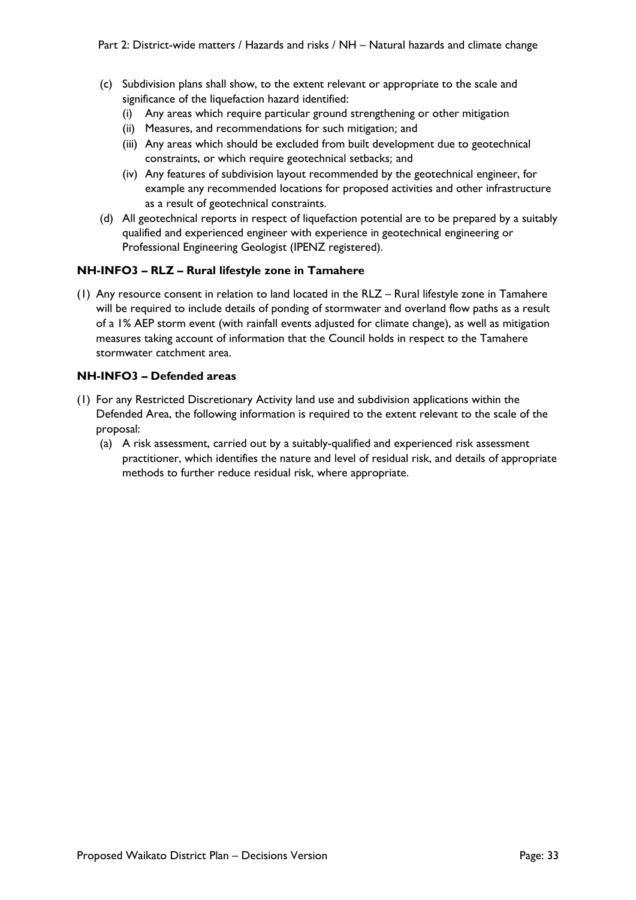(c) Subdivision plans shall show, to the extent relevant or appropriate to the scale and significance of the liquefaction hazard identified:
   (i) Any areas which require particular ground strengthening or other mitigation
   (ii) Measures, and recommendations for such mitigation; and
   (iii) Any areas which should be excluded from built development due to geotechnical constraints, or which require geotechnical setbacks; and
   (iv) Any features of subdivision layout recommended by the geotechnical engineer, for example any recommended locations for proposed activities and other infrastructure as a result of geotechnical constraints.

(d) All geotechnical reports in respect of liquefaction potential are to be prepared by a suitably qualified and experienced engineer with experience in geotechnical engineering or Professional Engineering Geologist (IPENZ registered).

### NH-INFO3 – RLZ – Rural lifestyle zone in Tamahere

(1) Any resource consent in relation to land located in the RLZ – Rural lifestyle zone in Tamahere will be required to include details of ponding of stormwater and overland flow paths as a result of a 1% AEP storm event (with rainfall events adjusted for climate change), as well as mitigation measures taking account of information that the Council holds in respect to the Tamahere stormwater catchment area.

### NH-INFO3 – Defended areas

(1) For any Restricted Discretionary Activity land use and subdivision applications within the Defended Area, the following information is required to the extent relevant to the scale of the proposal:
   (a) A risk assessment, carried out by a suitably-qualified and experienced risk assessment practitioner, which identifies the nature and level of residual risk, and details of appropriate methods to further reduce residual risk, where appropriate.